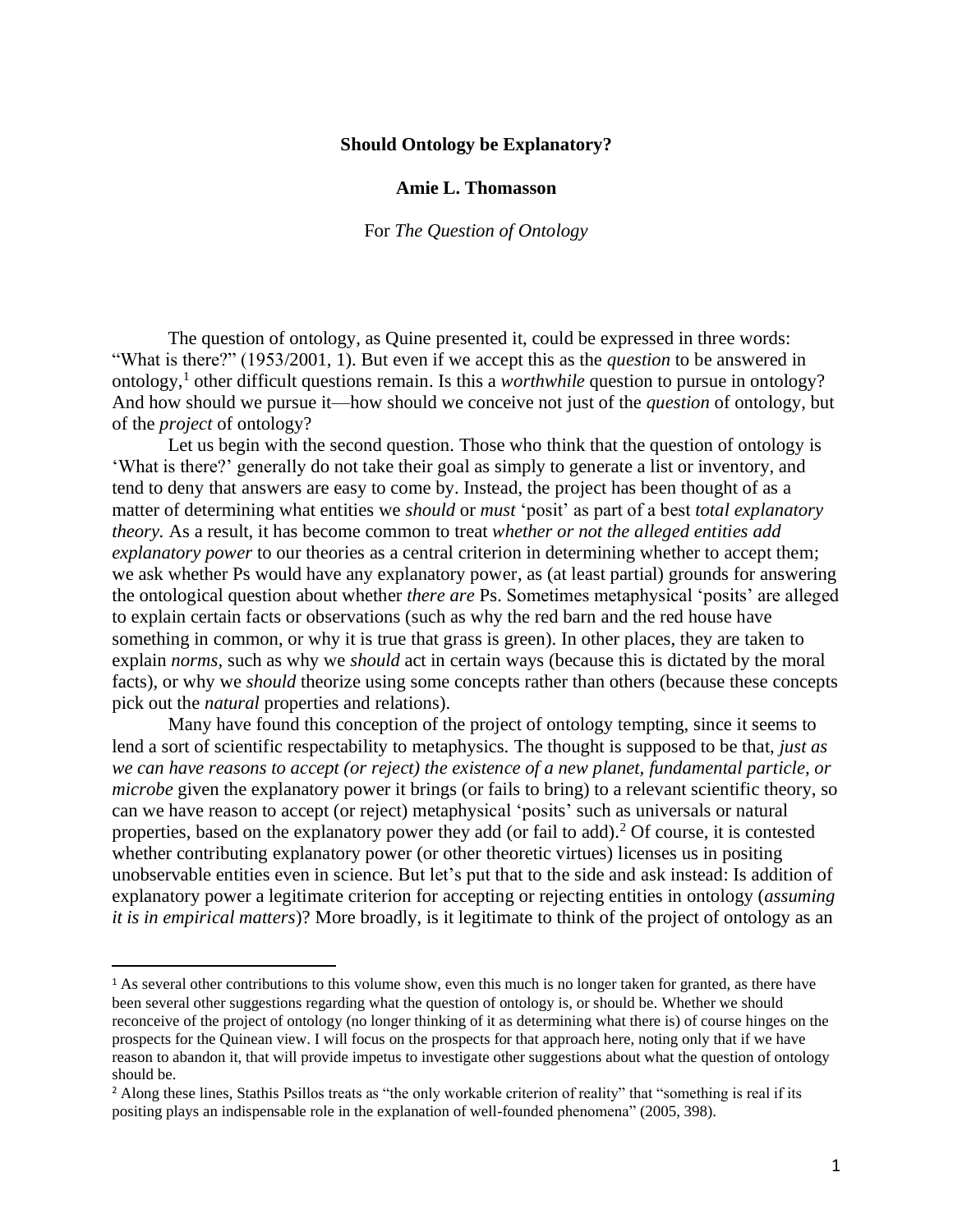# Should Ontology be Explanatory?

**Amie L. Thomasson**

For *The Question of Ontology*

The question of ontology, as Quine presented it, could be expressed in three words: "What is there?" (1953/2001, 1). But even if we accept this as the *question* to be answered in ontology,[1] other difficult questions remain. Is this a *worthwhile* question to pursue in ontology? And how should we pursue it—how should we conceive not just of the *question* of ontology, but of the *project* of ontology?

Let us begin with the second question. Those who think that the question of ontology is 'What is there?' generally do not take their goal as simply to generate a list or inventory, and tend to deny that answers are easy to come by. Instead, the project has been thought of as a matter of determining what entities we *should* or *must* 'posit' as part of a best *total explanatory theory.* As a result, it has become common to treat *whether or not the alleged entities add explanatory power* to our theories as a central criterion in determining whether to accept them; we ask whether Ps would have any explanatory power, as (at least partial) grounds for answering the ontological question about whether *there are* Ps. Sometimes metaphysical 'posits' are alleged to explain certain facts or observations (such as why the red barn and the red house have something in common, or why it is true that grass is green). In other places, they are taken to explain *norms*, such as why we *should* act in certain ways (because this is dictated by the moral facts), or why we *should* theorize using some concepts rather than others (because these concepts pick out the *natural* properties and relations).

Many have found this conception of the project of ontology tempting, since it seems to lend a sort of scientific respectability to metaphysics. The thought is supposed to be that, *just as we can have reasons to accept (or reject) the existence of a new planet, fundamental particle, or microbe* given the explanatory power it brings (or fails to bring) to a relevant scientific theory, so can we have reason to accept (or reject) metaphysical 'posits' such as universals or natural properties, based on the explanatory power they add (or fail to add).[2] Of course, it is contested whether contributing explanatory power (or other theoretic virtues) licenses us in positing unobservable entities even in science. But let's put that to the side and ask instead: Is addition of explanatory power a legitimate criterion for accepting or rejecting entities in ontology (*assuming it is in empirical matters*)? More broadly, is it legitimate to think of the project of ontology as an

---

[1] As several other contributions to this volume show, even this much is no longer taken for granted, as there have been several other suggestions regarding what the question of ontology is, or should be. Whether we should reconceive of the project of ontology (no longer thinking of it as determining what there is) of course hinges on the prospects for the Quinean view. I will focus on the prospects for that approach here, noting only that if we have reason to abandon it, that will provide impetus to investigate other suggestions about what the question of ontology should be.

[2] Along these lines, Stathis Psillos treats as "the only workable criterion of reality" that "something is real if its positing plays an indispensable role in the explanation of well-founded phenomena" (2005, 398).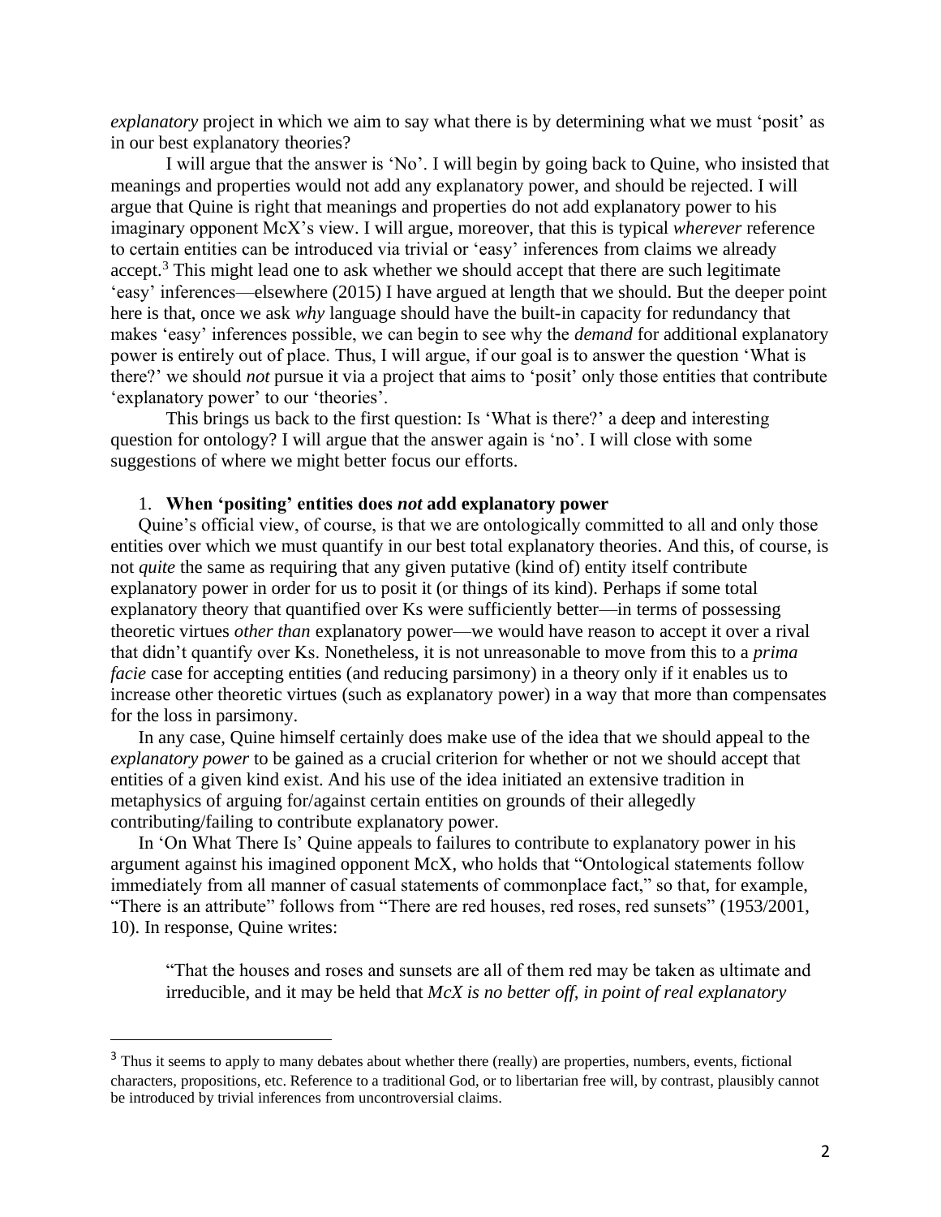*explanatory* project in which we aim to say what there is by determining what we must 'posit' as in our best explanatory theories?

I will argue that the answer is 'No'. I will begin by going back to Quine, who insisted that meanings and properties would not add any explanatory power, and should be rejected. I will argue that Quine is right that meanings and properties do not add explanatory power to his imaginary opponent McX's view. I will argue, moreover, that this is typical *wherever* reference to certain entities can be introduced via trivial or 'easy' inferences from claims we already accept.[3] This might lead one to ask whether we should accept that there are such legitimate 'easy' inferences—elsewhere (2015) I have argued at length that we should. But the deeper point here is that, once we ask *why* language should have the built-in capacity for redundancy that makes 'easy' inferences possible, we can begin to see why the *demand* for additional explanatory power is entirely out of place. Thus, I will argue, if our goal is to answer the question 'What is there?' we should *not* pursue it via a project that aims to 'posit' only those entities that contribute 'explanatory power' to our 'theories'.

This brings us back to the first question: Is 'What is there?' a deep and interesting question for ontology? I will argue that the answer again is 'no'. I will close with some suggestions of where we might better focus our efforts.

## 1. When 'positing' entities does *not* add explanatory power

Quine's official view, of course, is that we are ontologically committed to all and only those entities over which we must quantify in our best total explanatory theories. And this, of course, is not *quite* the same as requiring that any given putative (kind of) entity itself contribute explanatory power in order for us to posit it (or things of its kind). Perhaps if some total explanatory theory that quantified over Ks were sufficiently better—in terms of possessing theoretic virtues *other than* explanatory power—we would have reason to accept it over a rival that didn't quantify over Ks. Nonetheless, it is not unreasonable to move from this to a *prima facie* case for accepting entities (and reducing parsimony) in a theory only if it enables us to increase other theoretic virtues (such as explanatory power) in a way that more than compensates for the loss in parsimony.

In any case, Quine himself certainly does make use of the idea that we should appeal to the *explanatory power* to be gained as a crucial criterion for whether or not we should accept that entities of a given kind exist. And his use of the idea initiated an extensive tradition in metaphysics of arguing for/against certain entities on grounds of their allegedly contributing/failing to contribute explanatory power.

In 'On What There Is' Quine appeals to failures to contribute to explanatory power in his argument against his imagined opponent McX, who holds that "Ontological statements follow immediately from all manner of casual statements of commonplace fact," so that, for example, "There is an attribute" follows from "There are red houses, red roses, red sunsets" (1953/2001, 10). In response, Quine writes:

> "That the houses and roses and sunsets are all of them red may be taken as ultimate and irreducible, and it may be held that *McX is no better off, in point of real explanatory*

[3] Thus it seems to apply to many debates about whether there (really) are properties, numbers, events, fictional characters, propositions, etc. Reference to a traditional God, or to libertarian free will, by contrast, plausibly cannot be introduced by trivial inferences from uncontroversial claims.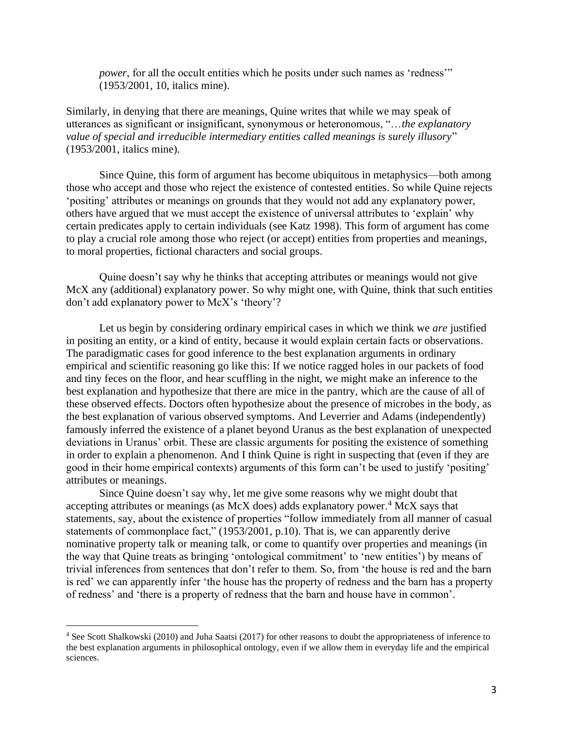*power*, for all the occult entities which he posits under such names as 'redness'" (1953/2001, 10, italics mine).

Similarly, in denying that there are meanings, Quine writes that while we may speak of utterances as significant or insignificant, synonymous or heteronomous, "…*the explanatory value of special and irreducible intermediary entities called meanings is surely illusory*" (1953/2001, italics mine).

Since Quine, this form of argument has become ubiquitous in metaphysics—both among those who accept and those who reject the existence of contested entities. So while Quine rejects 'positing' attributes or meanings on grounds that they would not add any explanatory power, others have argued that we must accept the existence of universal attributes to 'explain' why certain predicates apply to certain individuals (see Katz 1998). This form of argument has come to play a crucial role among those who reject (or accept) entities from properties and meanings, to moral properties, fictional characters and social groups.

Quine doesn't say why he thinks that accepting attributes or meanings would not give McX any (additional) explanatory power. So why might one, with Quine, think that such entities don't add explanatory power to McX's 'theory'?

Let us begin by considering ordinary empirical cases in which we think we *are* justified in positing an entity, or a kind of entity, because it would explain certain facts or observations. The paradigmatic cases for good inference to the best explanation arguments in ordinary empirical and scientific reasoning go like this: If we notice ragged holes in our packets of food and tiny feces on the floor, and hear scuffling in the night, we might make an inference to the best explanation and hypothesize that there are mice in the pantry, which are the cause of all of these observed effects. Doctors often hypothesize about the presence of microbes in the body, as the best explanation of various observed symptoms. And Leverrier and Adams (independently) famously inferred the existence of a planet beyond Uranus as the best explanation of unexpected deviations in Uranus' orbit. These are classic arguments for positing the existence of something in order to explain a phenomenon. And I think Quine is right in suspecting that (even if they are good in their home empirical contexts) arguments of this form can't be used to justify 'positing' attributes or meanings.

Since Quine doesn't say why, let me give some reasons why we might doubt that accepting attributes or meanings (as McX does) adds explanatory power.[4] McX says that statements, say, about the existence of properties "follow immediately from all manner of casual statements of commonplace fact," (1953/2001, p.10). That is, we can apparently derive nominative property talk or meaning talk, or come to quantify over properties and meanings (in the way that Quine treats as bringing 'ontological commitment' to 'new entities') by means of trivial inferences from sentences that don't refer to them. So, from 'the house is red and the barn is red' we can apparently infer 'the house has the property of redness and the barn has a property of redness' and 'there is a property of redness that the barn and house have in common'.

[4] See Scott Shalkowski (2010) and Juha Saatsi (2017) for other reasons to doubt the appropriateness of inference to the best explanation arguments in philosophical ontology, even if we allow them in everyday life and the empirical sciences.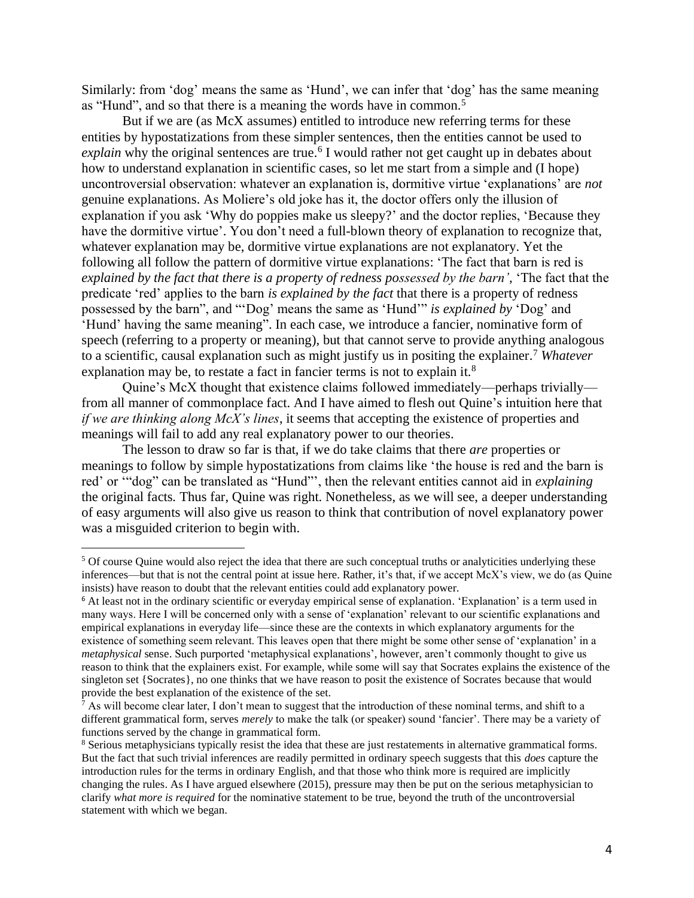Similarly: from 'dog' means the same as 'Hund', we can infer that 'dog' has the same meaning as "Hund", and so that there is a meaning the words have in common.[5]

But if we are (as McX assumes) entitled to introduce new referring terms for these entities by hypostatizations from these simpler sentences, then the entities cannot be used to *explain* why the original sentences are true.[6] I would rather not get caught up in debates about how to understand explanation in scientific cases, so let me start from a simple and (I hope) uncontroversial observation: whatever an explanation is, dormitive virtue 'explanations' are *not* genuine explanations. As Moliere's old joke has it, the doctor offers only the illusion of explanation if you ask 'Why do poppies make us sleepy?' and the doctor replies, 'Because they have the dormitive virtue'. You don't need a full-blown theory of explanation to recognize that, whatever explanation may be, dormitive virtue explanations are not explanatory. Yet the following all follow the pattern of dormitive virtue explanations: 'The fact that barn is red is *explained by the fact that there is a property of redness possessed by the barn'*, 'The fact that the predicate 'red' applies to the barn *is explained by the fact* that there is a property of redness possessed by the barn", and "'Dog' means the same as 'Hund'" *is explained by* 'Dog' and 'Hund' having the same meaning". In each case, we introduce a fancier, nominative form of speech (referring to a property or meaning), but that cannot serve to provide anything analogous to a scientific, causal explanation such as might justify us in positing the explainer.[7] *Whatever* explanation may be, to restate a fact in fancier terms is not to explain it.[8]

Quine's McX thought that existence claims followed immediately—perhaps trivially—from all manner of commonplace fact. And I have aimed to flesh out Quine's intuition here that *if we are thinking along McX's lines*, it seems that accepting the existence of properties and meanings will fail to add any real explanatory power to our theories.

The lesson to draw so far is that, if we do take claims that there *are* properties or meanings to follow by simple hypostatizations from claims like 'the house is red and the barn is red' or '"dog" can be translated as "Hund"', then the relevant entities cannot aid in *explaining* the original facts. Thus far, Quine was right. Nonetheless, as we will see, a deeper understanding of easy arguments will also give us reason to think that contribution of novel explanatory power was a misguided criterion to begin with.

---

[5] Of course Quine would also reject the idea that there are such conceptual truths or analyticities underlying these inferences—but that is not the central point at issue here. Rather, it's that, if we accept McX's view, we do (as Quine insists) have reason to doubt that the relevant entities could add explanatory power.

[6] At least not in the ordinary scientific or everyday empirical sense of explanation. 'Explanation' is a term used in many ways. Here I will be concerned only with a sense of 'explanation' relevant to our scientific explanations and empirical explanations in everyday life—since these are the contexts in which explanatory arguments for the existence of something seem relevant. This leaves open that there might be some other sense of 'explanation' in a *metaphysical* sense. Such purported 'metaphysical explanations', however, aren't commonly thought to give us reason to think that the explainers exist. For example, while some will say that Socrates explains the existence of the singleton set {Socrates}, no one thinks that we have reason to posit the existence of Socrates because that would provide the best explanation of the existence of the set.

[7] As will become clear later, I don't mean to suggest that the introduction of these nominal terms, and shift to a different grammatical form, serves *merely* to make the talk (or speaker) sound 'fancier'. There may be a variety of functions served by the change in grammatical form.

[8] Serious metaphysicians typically resist the idea that these are just restatements in alternative grammatical forms. But the fact that such trivial inferences are readily permitted in ordinary speech suggests that this *does* capture the introduction rules for the terms in ordinary English, and that those who think more is required are implicitly changing the rules. As I have argued elsewhere (2015), pressure may then be put on the serious metaphysician to clarify *what more is required* for the nominative statement to be true, beyond the truth of the uncontroversial statement with which we began.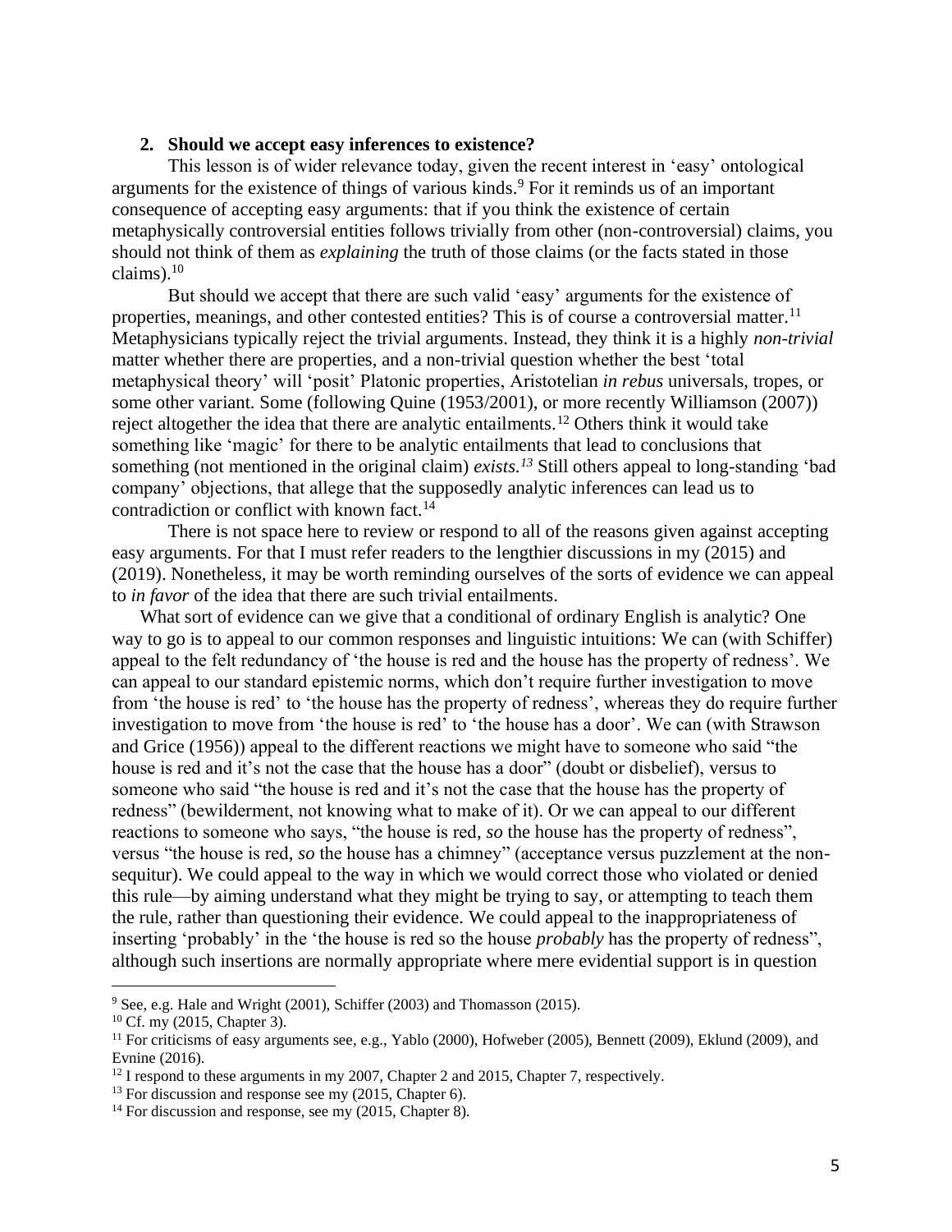## 2. Should we accept easy inferences to existence?

This lesson is of wider relevance today, given the recent interest in 'easy' ontological arguments for the existence of things of various kinds.[9] For it reminds us of an important consequence of accepting easy arguments: that if you think the existence of certain metaphysically controversial entities follows trivially from other (non-controversial) claims, you should not think of them as *explaining* the truth of those claims (or the facts stated in those claims).[10]

But should we accept that there are such valid 'easy' arguments for the existence of properties, meanings, and other contested entities? This is of course a controversial matter.[11] Metaphysicians typically reject the trivial arguments. Instead, they think it is a highly *non-trivial* matter whether there are properties, and a non-trivial question whether the best 'total metaphysical theory' will 'posit' Platonic properties, Aristotelian *in rebus* universals, tropes, or some other variant. Some (following Quine (1953/2001), or more recently Williamson (2007)) reject altogether the idea that there are analytic entailments.[12] Others think it would take something like 'magic' for there to be analytic entailments that lead to conclusions that something (not mentioned in the original claim) *exists.*[13] Still others appeal to long-standing 'bad company' objections, that allege that the supposedly analytic inferences can lead us to contradiction or conflict with known fact.[14]

There is not space here to review or respond to all of the reasons given against accepting easy arguments. For that I must refer readers to the lengthier discussions in my (2015) and (2019). Nonetheless, it may be worth reminding ourselves of the sorts of evidence we can appeal to *in favor* of the idea that there are such trivial entailments.

What sort of evidence can we give that a conditional of ordinary English is analytic? One way to go is to appeal to our common responses and linguistic intuitions: We can (with Schiffer) appeal to the felt redundancy of 'the house is red and the house has the property of redness'. We can appeal to our standard epistemic norms, which don't require further investigation to move from 'the house is red' to 'the house has the property of redness', whereas they do require further investigation to move from 'the house is red' to 'the house has a door'. We can (with Strawson and Grice (1956)) appeal to the different reactions we might have to someone who said "the house is red and it's not the case that the house has a door" (doubt or disbelief), versus to someone who said "the house is red and it's not the case that the house has the property of redness" (bewilderment, not knowing what to make of it). Or we can appeal to our different reactions to someone who says, "the house is red, *so* the house has the property of redness", versus "the house is red, *so* the house has a chimney" (acceptance versus puzzlement at the non-sequitur). We could appeal to the way in which we would correct those who violated or denied this rule—by aiming understand what they might be trying to say, or attempting to teach them the rule, rather than questioning their evidence. We could appeal to the inappropriateness of inserting 'probably' in the 'the house is red so the house *probably* has the property of redness", although such insertions are normally appropriate where mere evidential support is in question

---

[9] See, e.g. Hale and Wright (2001), Schiffer (2003) and Thomasson (2015).

[10] Cf. my (2015, Chapter 3).

[11] For criticisms of easy arguments see, e.g., Yablo (2000), Hofweber (2005), Bennett (2009), Eklund (2009), and Evnine (2016).

[12] I respond to these arguments in my 2007, Chapter 2 and 2015, Chapter 7, respectively.

[13] For discussion and response see my (2015, Chapter 6).

[14] For discussion and response, see my (2015, Chapter 8).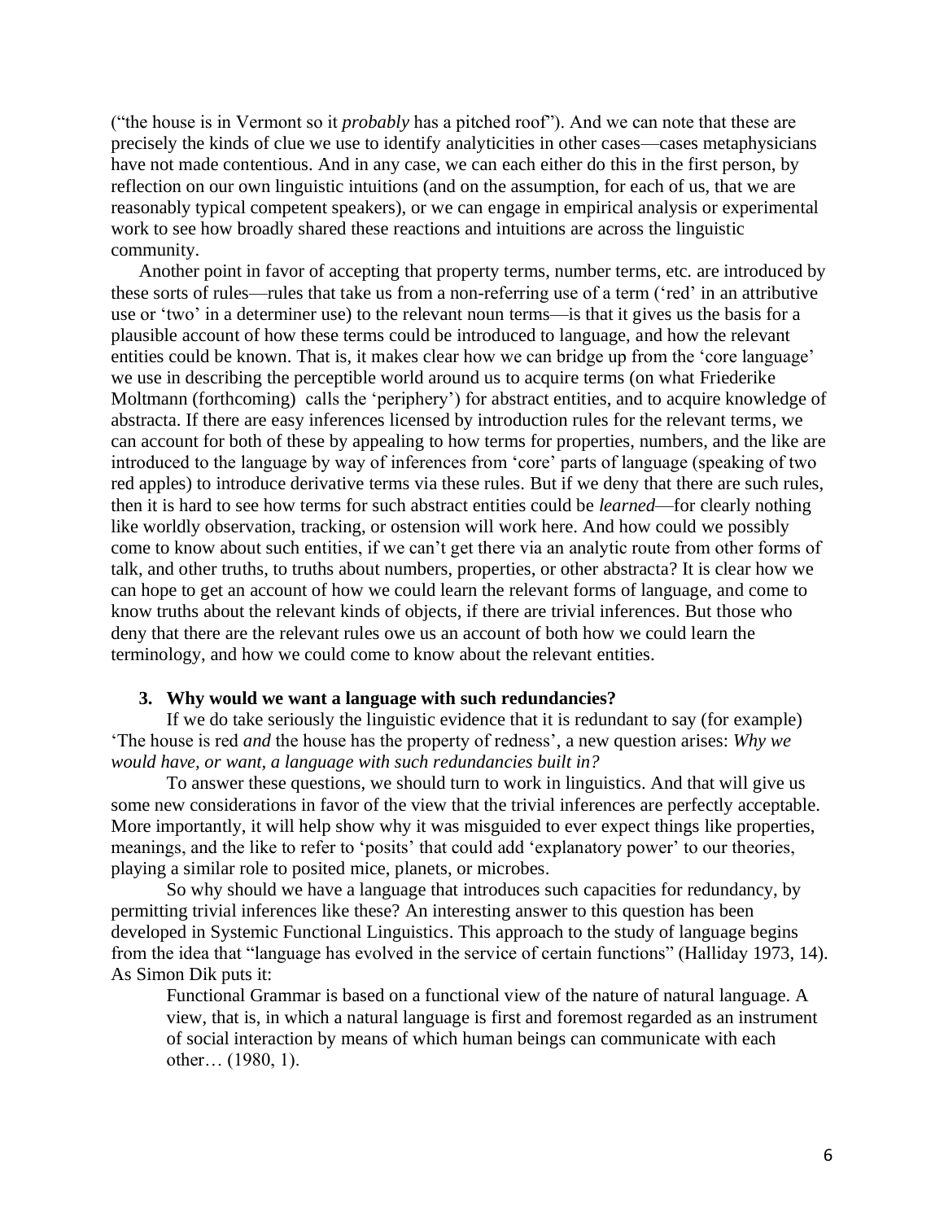("the house is in Vermont so it *probably* has a pitched roof"). And we can note that these are precisely the kinds of clue we use to identify analyticities in other cases—cases metaphysicians have not made contentious. And in any case, we can each either do this in the first person, by reflection on our own linguistic intuitions (and on the assumption, for each of us, that we are reasonably typical competent speakers), or we can engage in empirical analysis or experimental work to see how broadly shared these reactions and intuitions are across the linguistic community.

Another point in favor of accepting that property terms, number terms, etc. are introduced by these sorts of rules—rules that take us from a non-referring use of a term ('red' in an attributive use or 'two' in a determiner use) to the relevant noun terms—is that it gives us the basis for a plausible account of how these terms could be introduced to language, and how the relevant entities could be known. That is, it makes clear how we can bridge up from the 'core language' we use in describing the perceptible world around us to acquire terms (on what Friederike Moltmann (forthcoming) calls the 'periphery') for abstract entities, and to acquire knowledge of abstracta. If there are easy inferences licensed by introduction rules for the relevant terms, we can account for both of these by appealing to how terms for properties, numbers, and the like are introduced to the language by way of inferences from 'core' parts of language (speaking of two red apples) to introduce derivative terms via these rules. But if we deny that there are such rules, then it is hard to see how terms for such abstract entities could be *learned*—for clearly nothing like worldly observation, tracking, or ostension will work here. And how could we possibly come to know about such entities, if we can't get there via an analytic route from other forms of talk, and other truths, to truths about numbers, properties, or other abstracta? It is clear how we can hope to get an account of how we could learn the relevant forms of language, and come to know truths about the relevant kinds of objects, if there are trivial inferences. But those who deny that there are the relevant rules owe us an account of both how we could learn the terminology, and how we could come to know about the relevant entities.

## 3. Why would we want a language with such redundancies?

If we do take seriously the linguistic evidence that it is redundant to say (for example) 'The house is red *and* the house has the property of redness', a new question arises: *Why we would have, or want, a language with such redundancies built in?*

To answer these questions, we should turn to work in linguistics. And that will give us some new considerations in favor of the view that the trivial inferences are perfectly acceptable. More importantly, it will help show why it was misguided to ever expect things like properties, meanings, and the like to refer to 'posits' that could add 'explanatory power' to our theories, playing a similar role to posited mice, planets, or microbes.

So why should we have a language that introduces such capacities for redundancy, by permitting trivial inferences like these? An interesting answer to this question has been developed in Systemic Functional Linguistics. This approach to the study of language begins from the idea that "language has evolved in the service of certain functions" (Halliday 1973, 14). As Simon Dik puts it:

> Functional Grammar is based on a functional view of the nature of natural language. A view, that is, in which a natural language is first and foremost regarded as an instrument of social interaction by means of which human beings can communicate with each other… (1980, 1).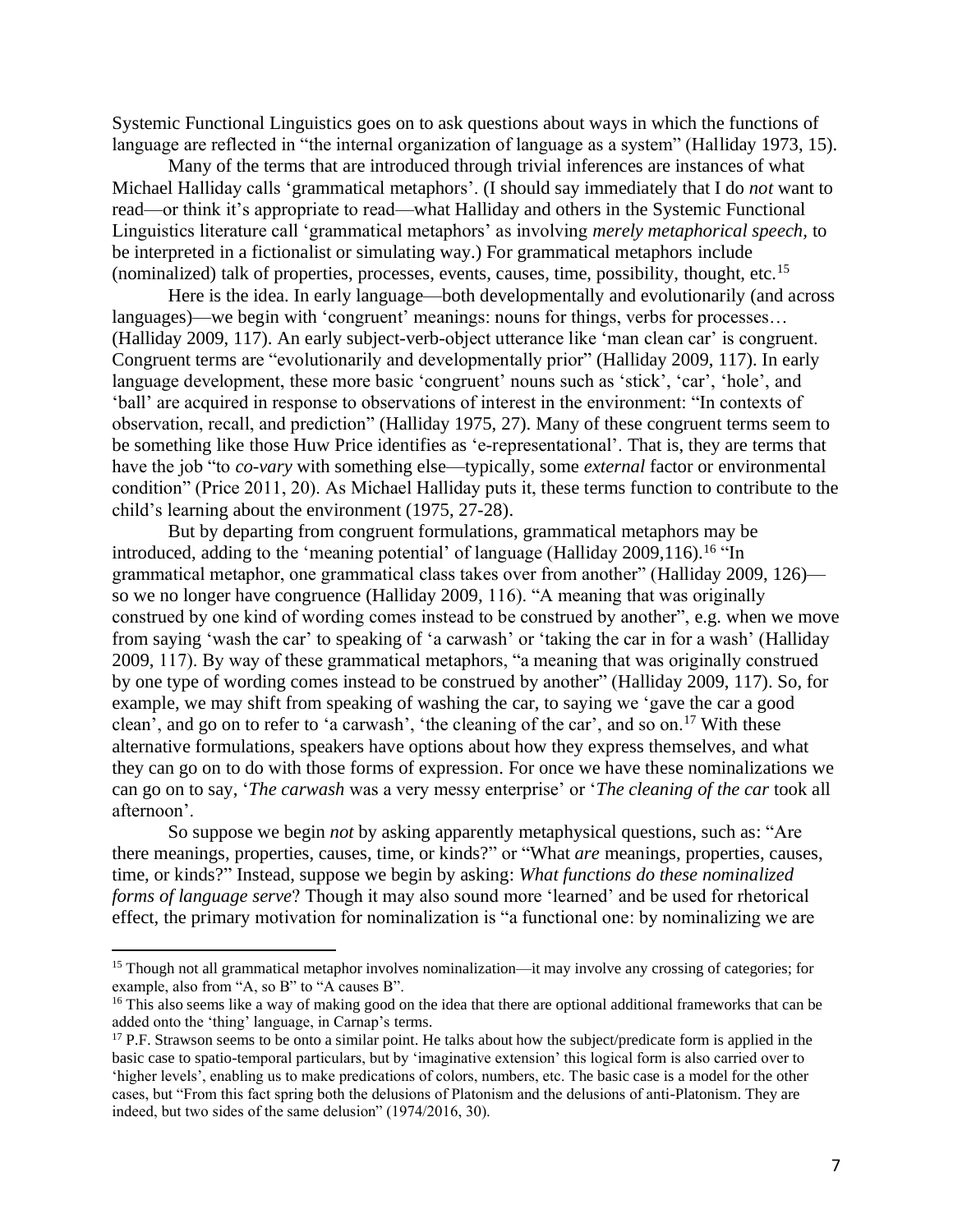Systemic Functional Linguistics goes on to ask questions about ways in which the functions of language are reflected in "the internal organization of language as a system" (Halliday 1973, 15).

Many of the terms that are introduced through trivial inferences are instances of what Michael Halliday calls 'grammatical metaphors'. (I should say immediately that I do *not* want to read—or think it's appropriate to read—what Halliday and others in the Systemic Functional Linguistics literature call 'grammatical metaphors' as involving *merely metaphorical speech*, to be interpreted in a fictionalist or simulating way.) For grammatical metaphors include (nominalized) talk of properties, processes, events, causes, time, possibility, thought, etc.[15]

Here is the idea. In early language—both developmentally and evolutionarily (and across languages)—we begin with 'congruent' meanings: nouns for things, verbs for processes… (Halliday 2009, 117). An early subject-verb-object utterance like 'man clean car' is congruent. Congruent terms are "evolutionarily and developmentally prior" (Halliday 2009, 117). In early language development, these more basic 'congruent' nouns such as 'stick', 'car', 'hole', and 'ball' are acquired in response to observations of interest in the environment: "In contexts of observation, recall, and prediction" (Halliday 1975, 27). Many of these congruent terms seem to be something like those Huw Price identifies as 'e-representational'. That is, they are terms that have the job "to *co-vary* with something else—typically, some *external* factor or environmental condition" (Price 2011, 20). As Michael Halliday puts it, these terms function to contribute to the child's learning about the environment (1975, 27-28).

But by departing from congruent formulations, grammatical metaphors may be introduced, adding to the 'meaning potential' of language (Halliday 2009,116).[16] "In grammatical metaphor, one grammatical class takes over from another" (Halliday 2009, 126)—so we no longer have congruence (Halliday 2009, 116). "A meaning that was originally construed by one kind of wording comes instead to be construed by another", e.g. when we move from saying 'wash the car' to speaking of 'a carwash' or 'taking the car in for a wash' (Halliday 2009, 117). By way of these grammatical metaphors, "a meaning that was originally construed by one type of wording comes instead to be construed by another" (Halliday 2009, 117). So, for example, we may shift from speaking of washing the car, to saying we 'gave the car a good clean', and go on to refer to 'a carwash', 'the cleaning of the car', and so on.[17] With these alternative formulations, speakers have options about how they express themselves, and what they can go on to do with those forms of expression. For once we have these nominalizations we can go on to say, '*The carwash* was a very messy enterprise' or '*The cleaning of the car* took all afternoon'.

So suppose we begin *not* by asking apparently metaphysical questions, such as: "Are there meanings, properties, causes, time, or kinds?" or "What *are* meanings, properties, causes, time, or kinds?" Instead, suppose we begin by asking: *What functions do these nominalized forms of language serve*? Though it may also sound more 'learned' and be used for rhetorical effect, the primary motivation for nominalization is "a functional one: by nominalizing we are

---

[15] Though not all grammatical metaphor involves nominalization—it may involve any crossing of categories; for example, also from "A, so B" to "A causes B".

[16] This also seems like a way of making good on the idea that there are optional additional frameworks that can be added onto the 'thing' language, in Carnap's terms.

[17] P.F. Strawson seems to be onto a similar point. He talks about how the subject/predicate form is applied in the basic case to spatio-temporal particulars, but by 'imaginative extension' this logical form is also carried over to 'higher levels', enabling us to make predications of colors, numbers, etc. The basic case is a model for the other cases, but "From this fact spring both the delusions of Platonism and the delusions of anti-Platonism. They are indeed, but two sides of the same delusion" (1974/2016, 30).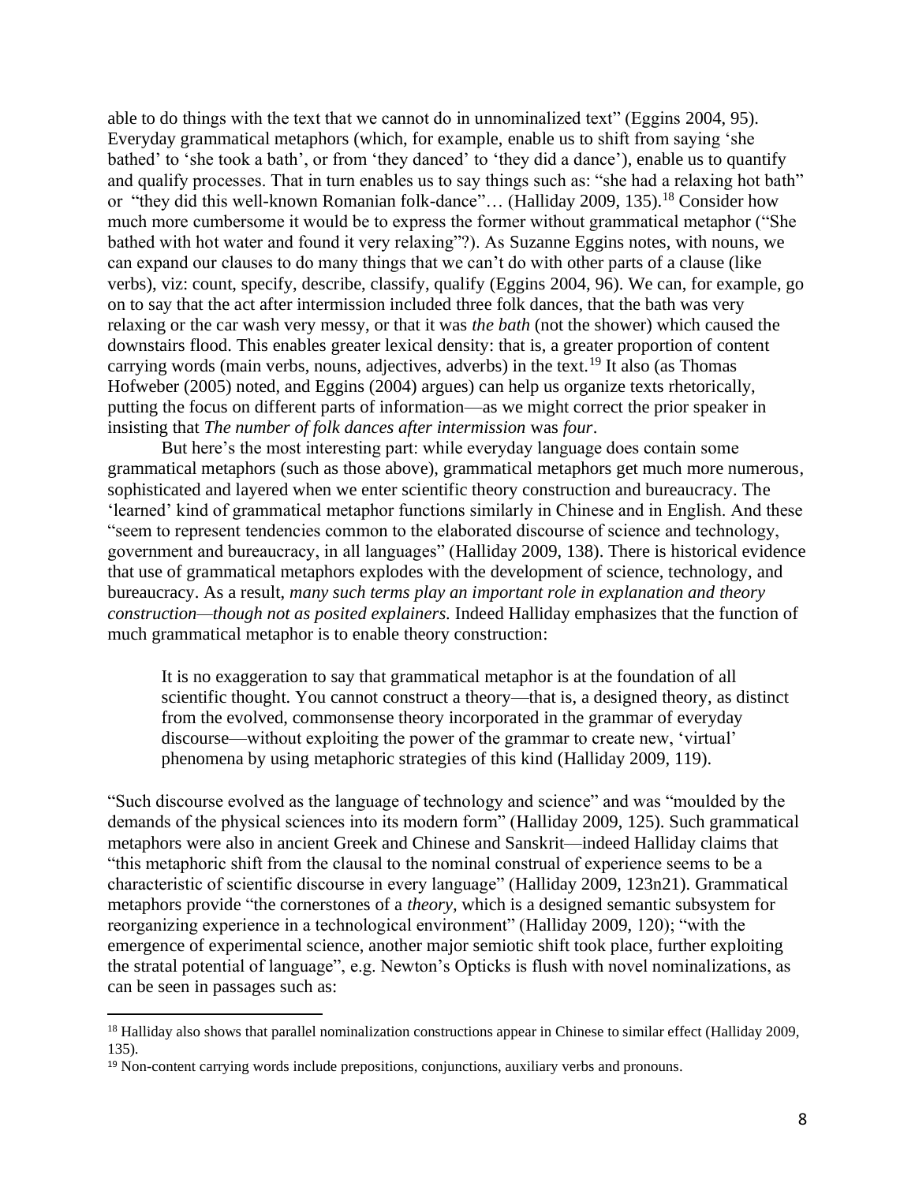able to do things with the text that we cannot do in unnominalized text" (Eggins 2004, 95). Everyday grammatical metaphors (which, for example, enable us to shift from saying 'she bathed' to 'she took a bath', or from 'they danced' to 'they did a dance'), enable us to quantify and qualify processes. That in turn enables us to say things such as: "she had a relaxing hot bath" or "they did this well-known Romanian folk-dance"… (Halliday 2009, 135).[18] Consider how much more cumbersome it would be to express the former without grammatical metaphor ("She bathed with hot water and found it very relaxing"?). As Suzanne Eggins notes, with nouns, we can expand our clauses to do many things that we can't do with other parts of a clause (like verbs), viz: count, specify, describe, classify, qualify (Eggins 2004, 96). We can, for example, go on to say that the act after intermission included three folk dances, that the bath was very relaxing or the car wash very messy, or that it was *the bath* (not the shower) which caused the downstairs flood. This enables greater lexical density: that is, a greater proportion of content carrying words (main verbs, nouns, adjectives, adverbs) in the text.[19] It also (as Thomas Hofweber (2005) noted, and Eggins (2004) argues) can help us organize texts rhetorically, putting the focus on different parts of information—as we might correct the prior speaker in insisting that *The number of folk dances after intermission* was *four*.

But here's the most interesting part: while everyday language does contain some grammatical metaphors (such as those above), grammatical metaphors get much more numerous, sophisticated and layered when we enter scientific theory construction and bureaucracy. The 'learned' kind of grammatical metaphor functions similarly in Chinese and in English. And these "seem to represent tendencies common to the elaborated discourse of science and technology, government and bureaucracy, in all languages" (Halliday 2009, 138). There is historical evidence that use of grammatical metaphors explodes with the development of science, technology, and bureaucracy. As a result, *many such terms play an important role in explanation and theory construction—though not as posited explainers.* Indeed Halliday emphasizes that the function of much grammatical metaphor is to enable theory construction:

> It is no exaggeration to say that grammatical metaphor is at the foundation of all scientific thought. You cannot construct a theory—that is, a designed theory, as distinct from the evolved, commonsense theory incorporated in the grammar of everyday discourse—without exploiting the power of the grammar to create new, 'virtual' phenomena by using metaphoric strategies of this kind (Halliday 2009, 119).

"Such discourse evolved as the language of technology and science" and was "moulded by the demands of the physical sciences into its modern form" (Halliday 2009, 125). Such grammatical metaphors were also in ancient Greek and Chinese and Sanskrit—indeed Halliday claims that "this metaphoric shift from the clausal to the nominal construal of experience seems to be a characteristic of scientific discourse in every language" (Halliday 2009, 123n21). Grammatical metaphors provide "the cornerstones of a *theory*, which is a designed semantic subsystem for reorganizing experience in a technological environment" (Halliday 2009, 120); "with the emergence of experimental science, another major semiotic shift took place, further exploiting the stratal potential of language", e.g. Newton's Opticks is flush with novel nominalizations, as can be seen in passages such as:

---

[18] Halliday also shows that parallel nominalization constructions appear in Chinese to similar effect (Halliday 2009, 135).

[19] Non-content carrying words include prepositions, conjunctions, auxiliary verbs and pronouns.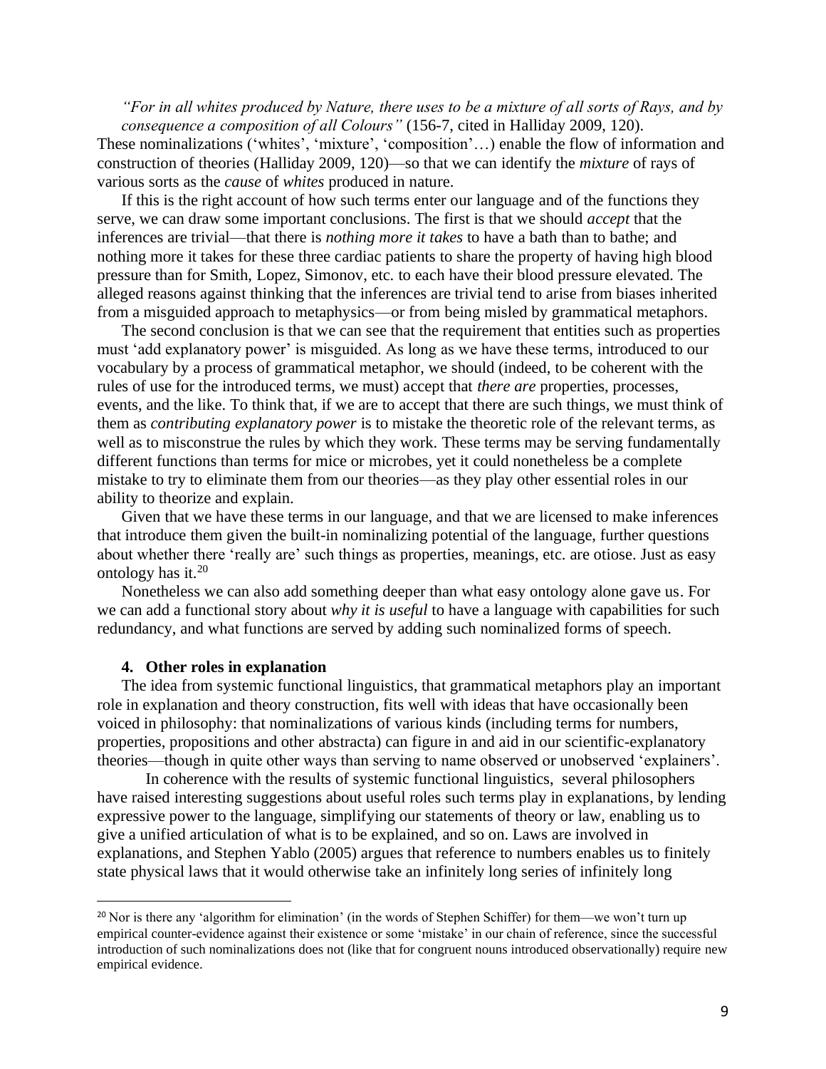*"For in all whites produced by Nature, there uses to be a mixture of all sorts of Rays, and by consequence a composition of all Colours"* (156-7, cited in Halliday 2009, 120).

These nominalizations ('whites', 'mixture', 'composition'…) enable the flow of information and construction of theories (Halliday 2009, 120)—so that we can identify the *mixture* of rays of various sorts as the *cause* of *whites* produced in nature.

If this is the right account of how such terms enter our language and of the functions they serve, we can draw some important conclusions. The first is that we should *accept* that the inferences are trivial—that there is *nothing more it takes* to have a bath than to bathe; and nothing more it takes for these three cardiac patients to share the property of having high blood pressure than for Smith, Lopez, Simonov, etc. to each have their blood pressure elevated. The alleged reasons against thinking that the inferences are trivial tend to arise from biases inherited from a misguided approach to metaphysics—or from being misled by grammatical metaphors.

The second conclusion is that we can see that the requirement that entities such as properties must 'add explanatory power' is misguided. As long as we have these terms, introduced to our vocabulary by a process of grammatical metaphor, we should (indeed, to be coherent with the rules of use for the introduced terms, we must) accept that *there are* properties, processes, events, and the like. To think that, if we are to accept that there are such things, we must think of them as *contributing explanatory power* is to mistake the theoretic role of the relevant terms, as well as to misconstrue the rules by which they work. These terms may be serving fundamentally different functions than terms for mice or microbes, yet it could nonetheless be a complete mistake to try to eliminate them from our theories—as they play other essential roles in our ability to theorize and explain.

Given that we have these terms in our language, and that we are licensed to make inferences that introduce them given the built-in nominalizing potential of the language, further questions about whether there 'really are' such things as properties, meanings, etc. are otiose. Just as easy ontology has it.[20]

Nonetheless we can also add something deeper than what easy ontology alone gave us. For we can add a functional story about *why it is useful* to have a language with capabilities for such redundancy, and what functions are served by adding such nominalized forms of speech.

## 4. Other roles in explanation

The idea from systemic functional linguistics, that grammatical metaphors play an important role in explanation and theory construction, fits well with ideas that have occasionally been voiced in philosophy: that nominalizations of various kinds (including terms for numbers, properties, propositions and other abstracta) can figure in and aid in our scientific-explanatory theories—though in quite other ways than serving to name observed or unobserved 'explainers'.

In coherence with the results of systemic functional linguistics, several philosophers have raised interesting suggestions about useful roles such terms play in explanations, by lending expressive power to the language, simplifying our statements of theory or law, enabling us to give a unified articulation of what is to be explained, and so on. Laws are involved in explanations, and Stephen Yablo (2005) argues that reference to numbers enables us to finitely state physical laws that it would otherwise take an infinitely long series of infinitely long

[20] Nor is there any 'algorithm for elimination' (in the words of Stephen Schiffer) for them—we won't turn up empirical counter-evidence against their existence or some 'mistake' in our chain of reference, since the successful introduction of such nominalizations does not (like that for congruent nouns introduced observationally) require new empirical evidence.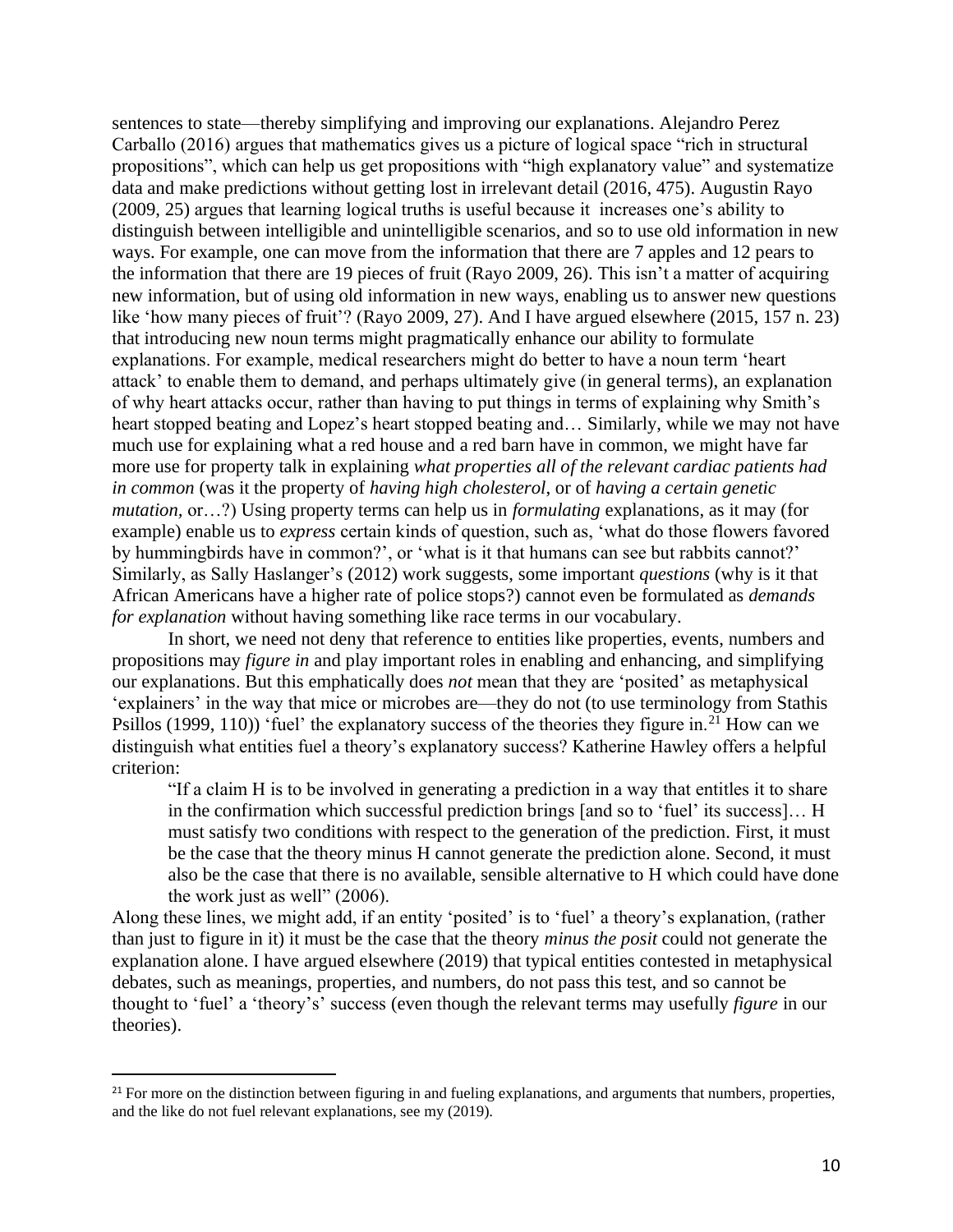sentences to state—thereby simplifying and improving our explanations. Alejandro Perez Carballo (2016) argues that mathematics gives us a picture of logical space "rich in structural propositions", which can help us get propositions with "high explanatory value" and systematize data and make predictions without getting lost in irrelevant detail (2016, 475). Augustin Rayo (2009, 25) argues that learning logical truths is useful because it increases one's ability to distinguish between intelligible and unintelligible scenarios, and so to use old information in new ways. For example, one can move from the information that there are 7 apples and 12 pears to the information that there are 19 pieces of fruit (Rayo 2009, 26). This isn't a matter of acquiring new information, but of using old information in new ways, enabling us to answer new questions like 'how many pieces of fruit'? (Rayo 2009, 27). And I have argued elsewhere (2015, 157 n. 23) that introducing new noun terms might pragmatically enhance our ability to formulate explanations. For example, medical researchers might do better to have a noun term 'heart attack' to enable them to demand, and perhaps ultimately give (in general terms), an explanation of why heart attacks occur, rather than having to put things in terms of explaining why Smith's heart stopped beating and Lopez's heart stopped beating and… Similarly, while we may not have much use for explaining what a red house and a red barn have in common, we might have far more use for property talk in explaining *what properties all of the relevant cardiac patients had in common* (was it the property of *having high cholesterol*, or of *having a certain genetic mutation*, or…?) Using property terms can help us in *formulating* explanations, as it may (for example) enable us to *express* certain kinds of question, such as, 'what do those flowers favored by hummingbirds have in common?', or 'what is it that humans can see but rabbits cannot?' Similarly, as Sally Haslanger's (2012) work suggests, some important *questions* (why is it that African Americans have a higher rate of police stops?) cannot even be formulated as *demands for explanation* without having something like race terms in our vocabulary.

In short, we need not deny that reference to entities like properties, events, numbers and propositions may *figure in* and play important roles in enabling and enhancing, and simplifying our explanations. But this emphatically does *not* mean that they are 'posited' as metaphysical 'explainers' in the way that mice or microbes are—they do not (to use terminology from Stathis Psillos (1999, 110)) 'fuel' the explanatory success of the theories they figure in.[21] How can we distinguish what entities fuel a theory's explanatory success? Katherine Hawley offers a helpful criterion:

> "If a claim H is to be involved in generating a prediction in a way that entitles it to share in the confirmation which successful prediction brings [and so to 'fuel' its success]… H must satisfy two conditions with respect to the generation of the prediction. First, it must be the case that the theory minus H cannot generate the prediction alone. Second, it must also be the case that there is no available, sensible alternative to H which could have done the work just as well" (2006).

Along these lines, we might add, if an entity 'posited' is to 'fuel' a theory's explanation, (rather than just to figure in it) it must be the case that the theory *minus the posit* could not generate the explanation alone. I have argued elsewhere (2019) that typical entities contested in metaphysical debates, such as meanings, properties, and numbers, do not pass this test, and so cannot be thought to 'fuel' a 'theory's' success (even though the relevant terms may usefully *figure* in our theories).

[21] For more on the distinction between figuring in and fueling explanations, and arguments that numbers, properties, and the like do not fuel relevant explanations, see my (2019).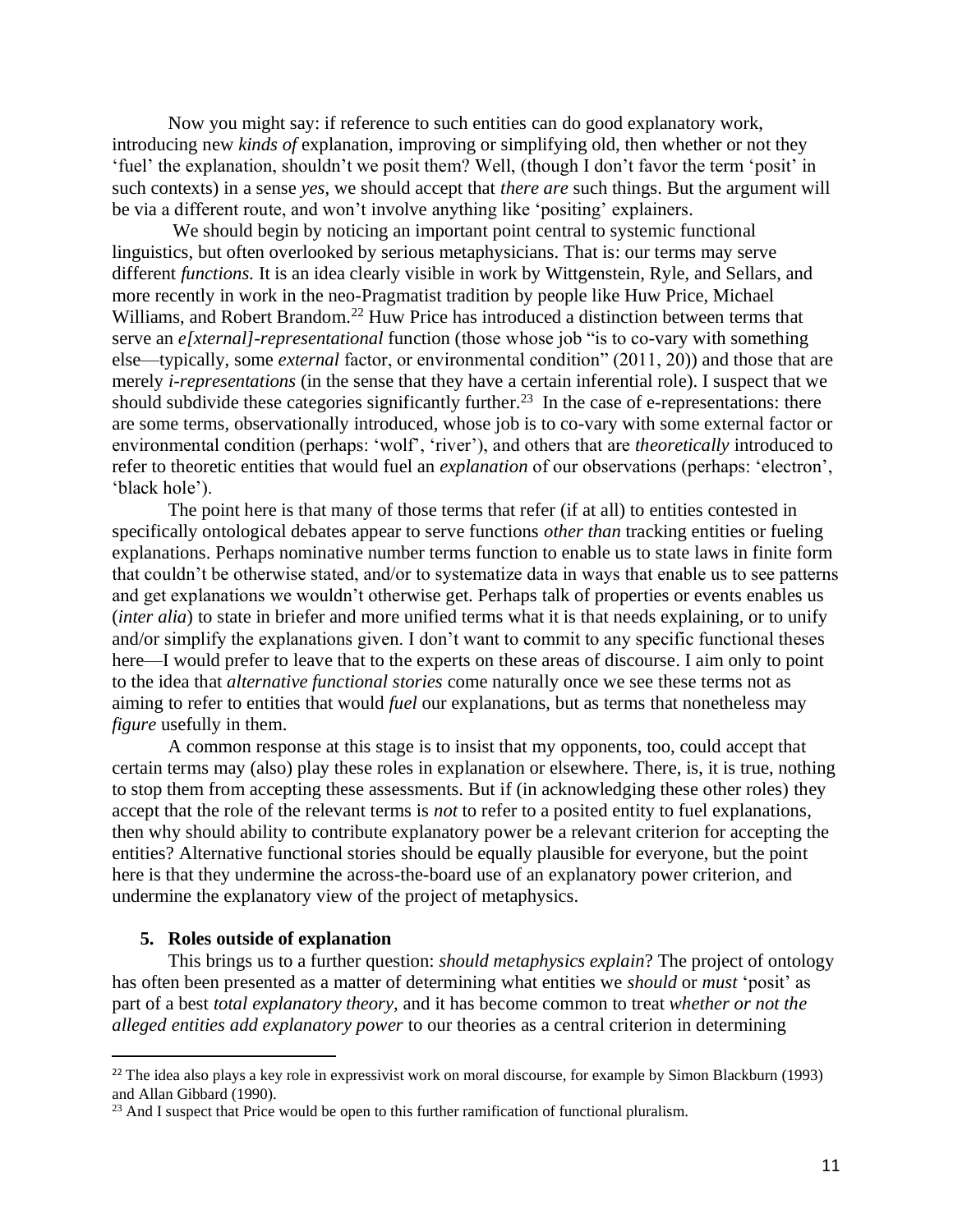Now you might say: if reference to such entities can do good explanatory work, introducing new *kinds of* explanation, improving or simplifying old, then whether or not they 'fuel' the explanation, shouldn't we posit them? Well, (though I don't favor the term 'posit' in such contexts) in a sense *yes*, we should accept that *there are* such things. But the argument will be via a different route, and won't involve anything like 'positing' explainers.

We should begin by noticing an important point central to systemic functional linguistics, but often overlooked by serious metaphysicians. That is: our terms may serve different *functions.* It is an idea clearly visible in work by Wittgenstein, Ryle, and Sellars, and more recently in work in the neo-Pragmatist tradition by people like Huw Price, Michael Williams, and Robert Brandom.[22] Huw Price has introduced a distinction between terms that serve an *e[xternal]-representational* function (those whose job "is to co-vary with something else—typically, some *external* factor, or environmental condition" (2011, 20)) and those that are merely *i-representations* (in the sense that they have a certain inferential role). I suspect that we should subdivide these categories significantly further.[23] In the case of e-representations: there are some terms, observationally introduced, whose job is to co-vary with some external factor or environmental condition (perhaps: 'wolf', 'river'), and others that are *theoretically* introduced to refer to theoretic entities that would fuel an *explanation* of our observations (perhaps: 'electron', 'black hole').

The point here is that many of those terms that refer (if at all) to entities contested in specifically ontological debates appear to serve functions *other than* tracking entities or fueling explanations. Perhaps nominative number terms function to enable us to state laws in finite form that couldn't be otherwise stated, and/or to systematize data in ways that enable us to see patterns and get explanations we wouldn't otherwise get. Perhaps talk of properties or events enables us (*inter alia*) to state in briefer and more unified terms what it is that needs explaining, or to unify and/or simplify the explanations given. I don't want to commit to any specific functional theses here—I would prefer to leave that to the experts on these areas of discourse. I aim only to point to the idea that *alternative functional stories* come naturally once we see these terms not as aiming to refer to entities that would *fuel* our explanations, but as terms that nonetheless may *figure* usefully in them.

A common response at this stage is to insist that my opponents, too, could accept that certain terms may (also) play these roles in explanation or elsewhere. There, is, it is true, nothing to stop them from accepting these assessments. But if (in acknowledging these other roles) they accept that the role of the relevant terms is *not* to refer to a posited entity to fuel explanations, then why should ability to contribute explanatory power be a relevant criterion for accepting the entities? Alternative functional stories should be equally plausible for everyone, but the point here is that they undermine the across-the-board use of an explanatory power criterion, and undermine the explanatory view of the project of metaphysics.

## 5. Roles outside of explanation

This brings us to a further question: *should metaphysics explain*? The project of ontology has often been presented as a matter of determining what entities we *should* or *must* 'posit' as part of a best *total explanatory theory*, and it has become common to treat *whether or not the alleged entities add explanatory power* to our theories as a central criterion in determining

[22] The idea also plays a key role in expressivist work on moral discourse, for example by Simon Blackburn (1993) and Allan Gibbard (1990).

[23] And I suspect that Price would be open to this further ramification of functional pluralism.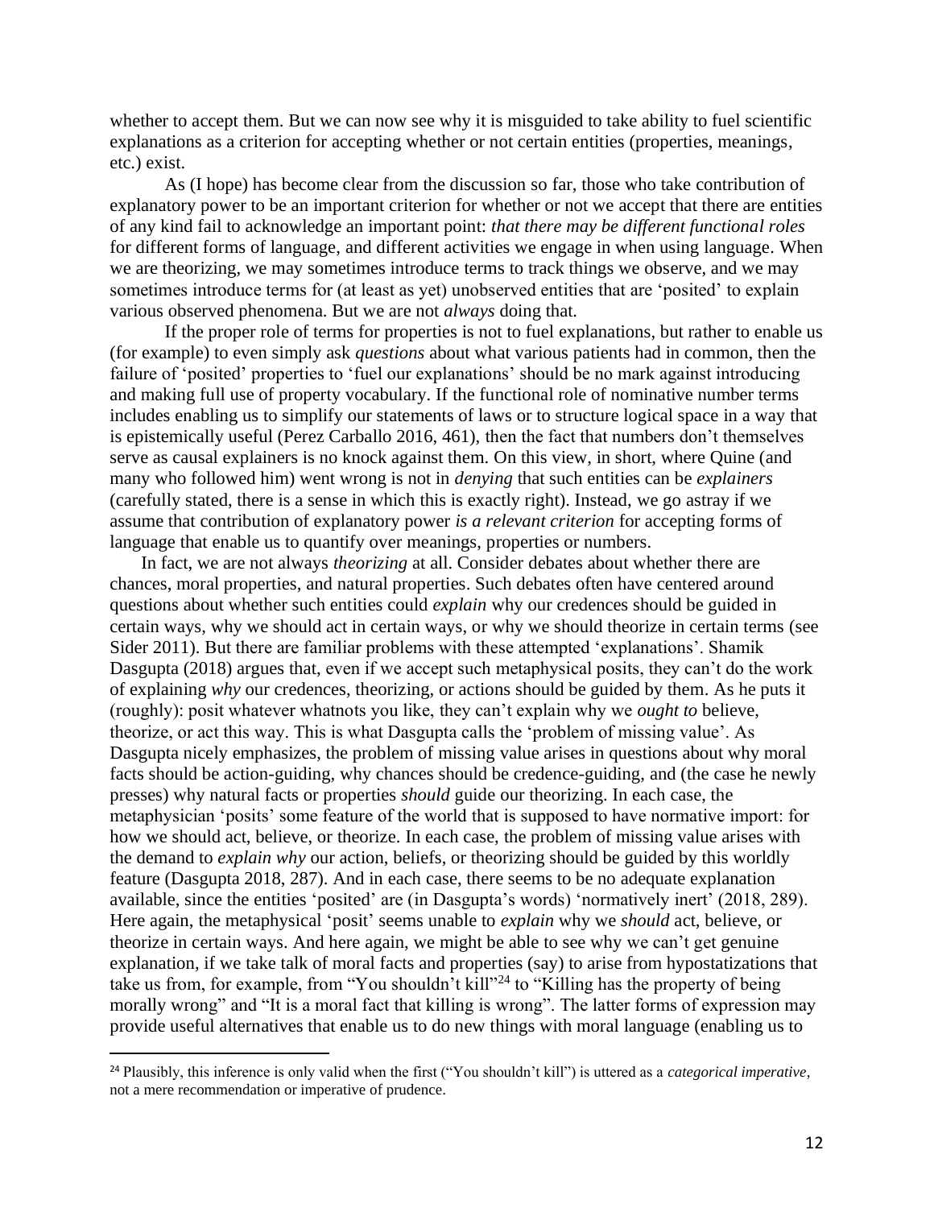whether to accept them. But we can now see why it is misguided to take ability to fuel scientific explanations as a criterion for accepting whether or not certain entities (properties, meanings, etc.) exist.

As (I hope) has become clear from the discussion so far, those who take contribution of explanatory power to be an important criterion for whether or not we accept that there are entities of any kind fail to acknowledge an important point: *that there may be different functional roles* for different forms of language, and different activities we engage in when using language. When we are theorizing, we may sometimes introduce terms to track things we observe, and we may sometimes introduce terms for (at least as yet) unobserved entities that are 'posited' to explain various observed phenomena. But we are not *always* doing that.

If the proper role of terms for properties is not to fuel explanations, but rather to enable us (for example) to even simply ask *questions* about what various patients had in common, then the failure of 'posited' properties to 'fuel our explanations' should be no mark against introducing and making full use of property vocabulary. If the functional role of nominative number terms includes enabling us to simplify our statements of laws or to structure logical space in a way that is epistemically useful (Perez Carballo 2016, 461), then the fact that numbers don't themselves serve as causal explainers is no knock against them. On this view, in short, where Quine (and many who followed him) went wrong is not in *denying* that such entities can be *explainers* (carefully stated, there is a sense in which this is exactly right). Instead, we go astray if we assume that contribution of explanatory power *is a relevant criterion* for accepting forms of language that enable us to quantify over meanings, properties or numbers.

In fact, we are not always *theorizing* at all. Consider debates about whether there are chances, moral properties, and natural properties. Such debates often have centered around questions about whether such entities could *explain* why our credences should be guided in certain ways, why we should act in certain ways, or why we should theorize in certain terms (see Sider 2011). But there are familiar problems with these attempted 'explanations'. Shamik Dasgupta (2018) argues that, even if we accept such metaphysical posits, they can't do the work of explaining *why* our credences, theorizing, or actions should be guided by them. As he puts it (roughly): posit whatever whatnots you like, they can't explain why we *ought to* believe, theorize, or act this way. This is what Dasgupta calls the 'problem of missing value'. As Dasgupta nicely emphasizes, the problem of missing value arises in questions about why moral facts should be action-guiding, why chances should be credence-guiding, and (the case he newly presses) why natural facts or properties *should* guide our theorizing. In each case, the metaphysician 'posits' some feature of the world that is supposed to have normative import: for how we should act, believe, or theorize. In each case, the problem of missing value arises with the demand to *explain why* our action, beliefs, or theorizing should be guided by this worldly feature (Dasgupta 2018, 287). And in each case, there seems to be no adequate explanation available, since the entities 'posited' are (in Dasgupta's words) 'normatively inert' (2018, 289). Here again, the metaphysical 'posit' seems unable to *explain* why we *should* act, believe, or theorize in certain ways. And here again, we might be able to see why we can't get genuine explanation, if we take talk of moral facts and properties (say) to arise from hypostatizations that take us from, for example, from "You shouldn't kill"[24] to "Killing has the property of being morally wrong" and "It is a moral fact that killing is wrong". The latter forms of expression may provide useful alternatives that enable us to do new things with moral language (enabling us to

[24] Plausibly, this inference is only valid when the first ("You shouldn't kill") is uttered as a *categorical imperative*, not a mere recommendation or imperative of prudence.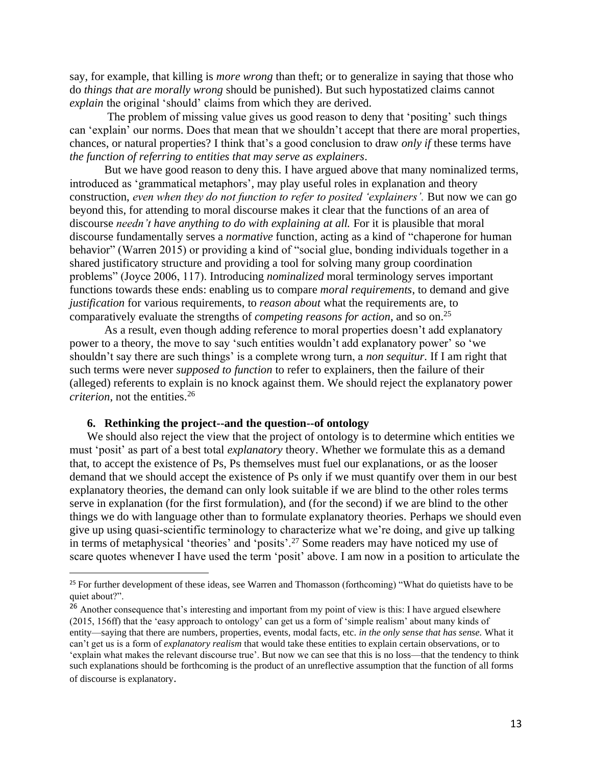say, for example, that killing is *more wrong* than theft; or to generalize in saying that those who do *things that are morally wrong* should be punished). But such hypostatized claims cannot *explain* the original 'should' claims from which they are derived.

The problem of missing value gives us good reason to deny that 'positing' such things can 'explain' our norms. Does that mean that we shouldn't accept that there are moral properties, chances, or natural properties? I think that's a good conclusion to draw *only if* these terms have *the function of referring to entities that may serve as explainers*.

But we have good reason to deny this. I have argued above that many nominalized terms, introduced as 'grammatical metaphors', may play useful roles in explanation and theory construction, *even when they do not function to refer to posited 'explainers'.* But now we can go beyond this, for attending to moral discourse makes it clear that the functions of an area of discourse *needn't have anything to do with explaining at all.* For it is plausible that moral discourse fundamentally serves a *normative* function, acting as a kind of "chaperone for human behavior" (Warren 2015) or providing a kind of "social glue, bonding individuals together in a shared justificatory structure and providing a tool for solving many group coordination problems" (Joyce 2006, 117). Introducing *nominalized* moral terminology serves important functions towards these ends: enabling us to compare *moral requirements*, to demand and give *justification* for various requirements, to *reason about* what the requirements are, to comparatively evaluate the strengths of *competing reasons for action*, and so on.[25]

As a result, even though adding reference to moral properties doesn't add explanatory power to a theory, the move to say 'such entities wouldn't add explanatory power' so 'we shouldn't say there are such things' is a complete wrong turn, a *non sequitur*. If I am right that such terms were never *supposed to function* to refer to explainers, then the failure of their (alleged) referents to explain is no knock against them. We should reject the explanatory power *criterion*, not the entities.[26]

## 6. Rethinking the project--and the question--of ontology

We should also reject the view that the project of ontology is to determine which entities we must 'posit' as part of a best total *explanatory* theory. Whether we formulate this as a demand that, to accept the existence of Ps, Ps themselves must fuel our explanations, or as the looser demand that we should accept the existence of Ps only if we must quantify over them in our best explanatory theories, the demand can only look suitable if we are blind to the other roles terms serve in explanation (for the first formulation), and (for the second) if we are blind to the other things we do with language other than to formulate explanatory theories. Perhaps we should even give up using quasi-scientific terminology to characterize what we're doing, and give up talking in terms of metaphysical 'theories' and 'posits'.[27] Some readers may have noticed my use of scare quotes whenever I have used the term 'posit' above. I am now in a position to articulate the

---

[25] For further development of these ideas, see Warren and Thomasson (forthcoming) "What do quietists have to be quiet about?".

[26] Another consequence that's interesting and important from my point of view is this: I have argued elsewhere (2015, 156ff) that the 'easy approach to ontology' can get us a form of 'simple realism' about many kinds of entity—saying that there are numbers, properties, events, modal facts, etc. *in the only sense that has sense.* What it can't get us is a form of *explanatory realism* that would take these entities to explain certain observations, or to 'explain what makes the relevant discourse true'. But now we can see that this is no loss—that the tendency to think such explanations should be forthcoming is the product of an unreflective assumption that the function of all forms of discourse is explanatory.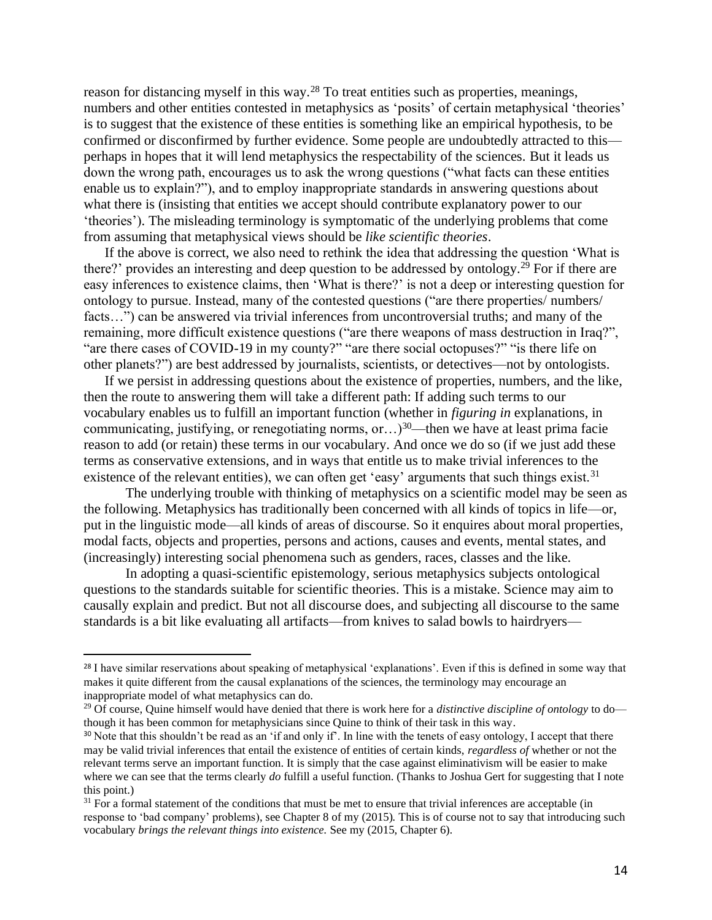reason for distancing myself in this way.[28] To treat entities such as properties, meanings, numbers and other entities contested in metaphysics as 'posits' of certain metaphysical 'theories' is to suggest that the existence of these entities is something like an empirical hypothesis, to be confirmed or disconfirmed by further evidence. Some people are undoubtedly attracted to this—perhaps in hopes that it will lend metaphysics the respectability of the sciences. But it leads us down the wrong path, encourages us to ask the wrong questions ("what facts can these entities enable us to explain?"), and to employ inappropriate standards in answering questions about what there is (insisting that entities we accept should contribute explanatory power to our 'theories'). The misleading terminology is symptomatic of the underlying problems that come from assuming that metaphysical views should be *like scientific theories*.

If the above is correct, we also need to rethink the idea that addressing the question 'What is there?' provides an interesting and deep question to be addressed by ontology.[29] For if there are easy inferences to existence claims, then 'What is there?' is not a deep or interesting question for ontology to pursue. Instead, many of the contested questions ("are there properties/ numbers/ facts…") can be answered via trivial inferences from uncontroversial truths; and many of the remaining, more difficult existence questions ("are there weapons of mass destruction in Iraq?", "are there cases of COVID-19 in my county?" "are there social octopuses?" "is there life on other planets?") are best addressed by journalists, scientists, or detectives—not by ontologists.

If we persist in addressing questions about the existence of properties, numbers, and the like, then the route to answering them will take a different path: If adding such terms to our vocabulary enables us to fulfill an important function (whether in *figuring in* explanations, in communicating, justifying, or renegotiating norms, or…)[30]—then we have at least prima facie reason to add (or retain) these terms in our vocabulary. And once we do so (if we just add these terms as conservative extensions, and in ways that entitle us to make trivial inferences to the existence of the relevant entities), we can often get 'easy' arguments that such things exist.[31]

The underlying trouble with thinking of metaphysics on a scientific model may be seen as the following. Metaphysics has traditionally been concerned with all kinds of topics in life—or, put in the linguistic mode—all kinds of areas of discourse. So it enquires about moral properties, modal facts, objects and properties, persons and actions, causes and events, mental states, and (increasingly) interesting social phenomena such as genders, races, classes and the like.

In adopting a quasi-scientific epistemology, serious metaphysics subjects ontological questions to the standards suitable for scientific theories. This is a mistake. Science may aim to causally explain and predict. But not all discourse does, and subjecting all discourse to the same standards is a bit like evaluating all artifacts—from knives to salad bowls to hairdryers—

---

[28] I have similar reservations about speaking of metaphysical 'explanations'. Even if this is defined in some way that makes it quite different from the causal explanations of the sciences, the terminology may encourage an inappropriate model of what metaphysics can do.

[29] Of course, Quine himself would have denied that there is work here for a *distinctive discipline of ontology* to do—though it has been common for metaphysicians since Quine to think of their task in this way.

[30] Note that this shouldn't be read as an 'if and only if'. In line with the tenets of easy ontology, I accept that there may be valid trivial inferences that entail the existence of entities of certain kinds, *regardless of* whether or not the relevant terms serve an important function. It is simply that the case against eliminativism will be easier to make where we can see that the terms clearly *do* fulfill a useful function. (Thanks to Joshua Gert for suggesting that I note this point.)

[31] For a formal statement of the conditions that must be met to ensure that trivial inferences are acceptable (in response to 'bad company' problems), see Chapter 8 of my (2015). This is of course not to say that introducing such vocabulary *brings the relevant things into existence.* See my (2015, Chapter 6).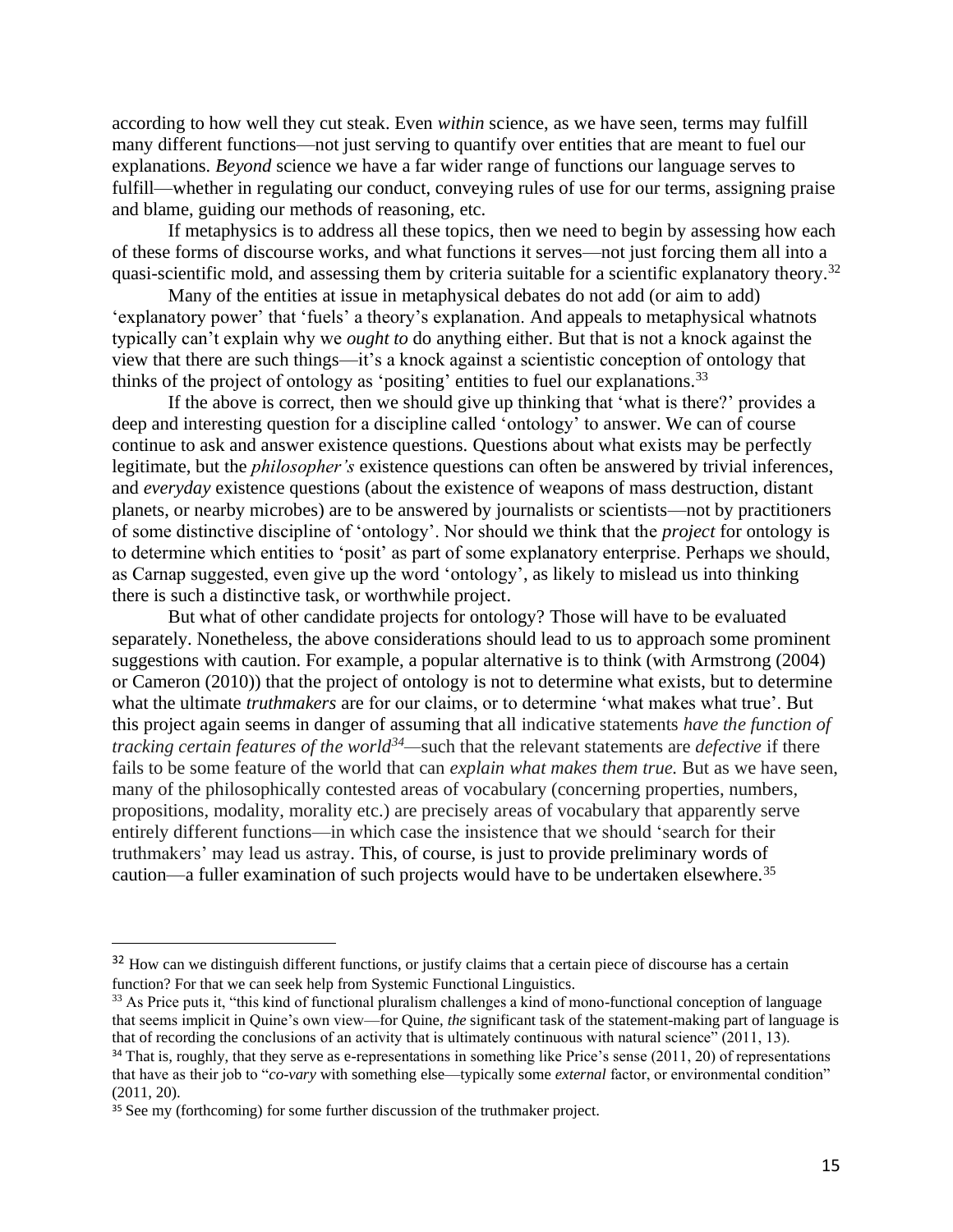according to how well they cut steak. Even *within* science, as we have seen, terms may fulfill many different functions—not just serving to quantify over entities that are meant to fuel our explanations. *Beyond* science we have a far wider range of functions our language serves to fulfill—whether in regulating our conduct, conveying rules of use for our terms, assigning praise and blame, guiding our methods of reasoning, etc.

If metaphysics is to address all these topics, then we need to begin by assessing how each of these forms of discourse works, and what functions it serves—not just forcing them all into a quasi-scientific mold, and assessing them by criteria suitable for a scientific explanatory theory.[32]

Many of the entities at issue in metaphysical debates do not add (or aim to add) 'explanatory power' that 'fuels' a theory's explanation. And appeals to metaphysical whatnots typically can't explain why we *ought to* do anything either. But that is not a knock against the view that there are such things—it's a knock against a scientistic conception of ontology that thinks of the project of ontology as 'positing' entities to fuel our explanations.[33]

If the above is correct, then we should give up thinking that 'what is there?' provides a deep and interesting question for a discipline called 'ontology' to answer. We can of course continue to ask and answer existence questions. Questions about what exists may be perfectly legitimate, but the *philosopher's* existence questions can often be answered by trivial inferences, and *everyday* existence questions (about the existence of weapons of mass destruction, distant planets, or nearby microbes) are to be answered by journalists or scientists—not by practitioners of some distinctive discipline of 'ontology'. Nor should we think that the *project* for ontology is to determine which entities to 'posit' as part of some explanatory enterprise. Perhaps we should, as Carnap suggested, even give up the word 'ontology', as likely to mislead us into thinking there is such a distinctive task, or worthwhile project.

But what of other candidate projects for ontology? Those will have to be evaluated separately. Nonetheless, the above considerations should lead to us to approach some prominent suggestions with caution. For example, a popular alternative is to think (with Armstrong (2004) or Cameron (2010)) that the project of ontology is not to determine what exists, but to determine what the ultimate *truthmakers* are for our claims, or to determine 'what makes what true'. But this project again seems in danger of assuming that all indicative statements *have the function of tracking certain features of the world*[34]—such that the relevant statements are *defective* if there fails to be some feature of the world that can *explain what makes them true.* But as we have seen, many of the philosophically contested areas of vocabulary (concerning properties, numbers, propositions, modality, morality etc.) are precisely areas of vocabulary that apparently serve entirely different functions—in which case the insistence that we should 'search for their truthmakers' may lead us astray. This, of course, is just to provide preliminary words of caution—a fuller examination of such projects would have to be undertaken elsewhere.[35]

---

[32] How can we distinguish different functions, or justify claims that a certain piece of discourse has a certain function? For that we can seek help from Systemic Functional Linguistics.

[33] As Price puts it, "this kind of functional pluralism challenges a kind of mono-functional conception of language that seems implicit in Quine's own view—for Quine, *the* significant task of the statement-making part of language is that of recording the conclusions of an activity that is ultimately continuous with natural science" (2011, 13).

[34] That is, roughly, that they serve as e-representations in something like Price's sense (2011, 20) of representations that have as their job to "*co-vary* with something else—typically some *external* factor, or environmental condition" (2011, 20).

[35] See my (forthcoming) for some further discussion of the truthmaker project.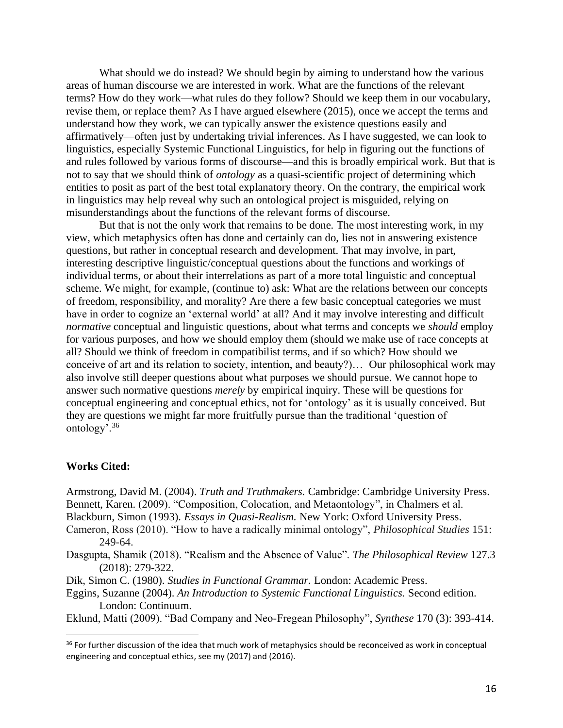What should we do instead? We should begin by aiming to understand how the various areas of human discourse we are interested in work. What are the functions of the relevant terms? How do they work—what rules do they follow? Should we keep them in our vocabulary, revise them, or replace them? As I have argued elsewhere (2015), once we accept the terms and understand how they work, we can typically answer the existence questions easily and affirmatively—often just by undertaking trivial inferences. As I have suggested, we can look to linguistics, especially Systemic Functional Linguistics, for help in figuring out the functions of and rules followed by various forms of discourse—and this is broadly empirical work. But that is not to say that we should think of *ontology* as a quasi-scientific project of determining which entities to posit as part of the best total explanatory theory. On the contrary, the empirical work in linguistics may help reveal why such an ontological project is misguided, relying on misunderstandings about the functions of the relevant forms of discourse.

But that is not the only work that remains to be done. The most interesting work, in my view, which metaphysics often has done and certainly can do, lies not in answering existence questions, but rather in conceptual research and development. That may involve, in part, interesting descriptive linguistic/conceptual questions about the functions and workings of individual terms, or about their interrelations as part of a more total linguistic and conceptual scheme. We might, for example, (continue to) ask: What are the relations between our concepts of freedom, responsibility, and morality? Are there a few basic conceptual categories we must have in order to cognize an 'external world' at all? And it may involve interesting and difficult *normative* conceptual and linguistic questions, about what terms and concepts we *should* employ for various purposes, and how we should employ them (should we make use of race concepts at all? Should we think of freedom in compatibilist terms, and if so which? How should we conceive of art and its relation to society, intention, and beauty?)… Our philosophical work may also involve still deeper questions about what purposes we should pursue. We cannot hope to answer such normative questions *merely* by empirical inquiry. These will be questions for conceptual engineering and conceptual ethics, not for 'ontology' as it is usually conceived. But they are questions we might far more fruitfully pursue than the traditional 'question of ontology'.[36]

**Works Cited:**

Armstrong, David M. (2004). *Truth and Truthmakers.* Cambridge: Cambridge University Press.

Bennett, Karen. (2009). "Composition, Colocation, and Metaontology", in Chalmers et al.

Blackburn, Simon (1993). *Essays in Quasi-Realism.* New York: Oxford University Press.

Cameron, Ross (2010). "How to have a radically minimal ontology", *Philosophical Studies* 151: 249-64.

Dasgupta, Shamik (2018). "Realism and the Absence of Value". *The Philosophical Review* 127.3 (2018): 279-322.

Dik, Simon C. (1980). *Studies in Functional Grammar.* London: Academic Press.

Eggins, Suzanne (2004). *An Introduction to Systemic Functional Linguistics.* Second edition. London: Continuum.

Eklund, Matti (2009). "Bad Company and Neo-Fregean Philosophy", *Synthese* 170 (3): 393-414.

[36] For further discussion of the idea that much work of metaphysics should be reconceived as work in conceptual engineering and conceptual ethics, see my (2017) and (2016).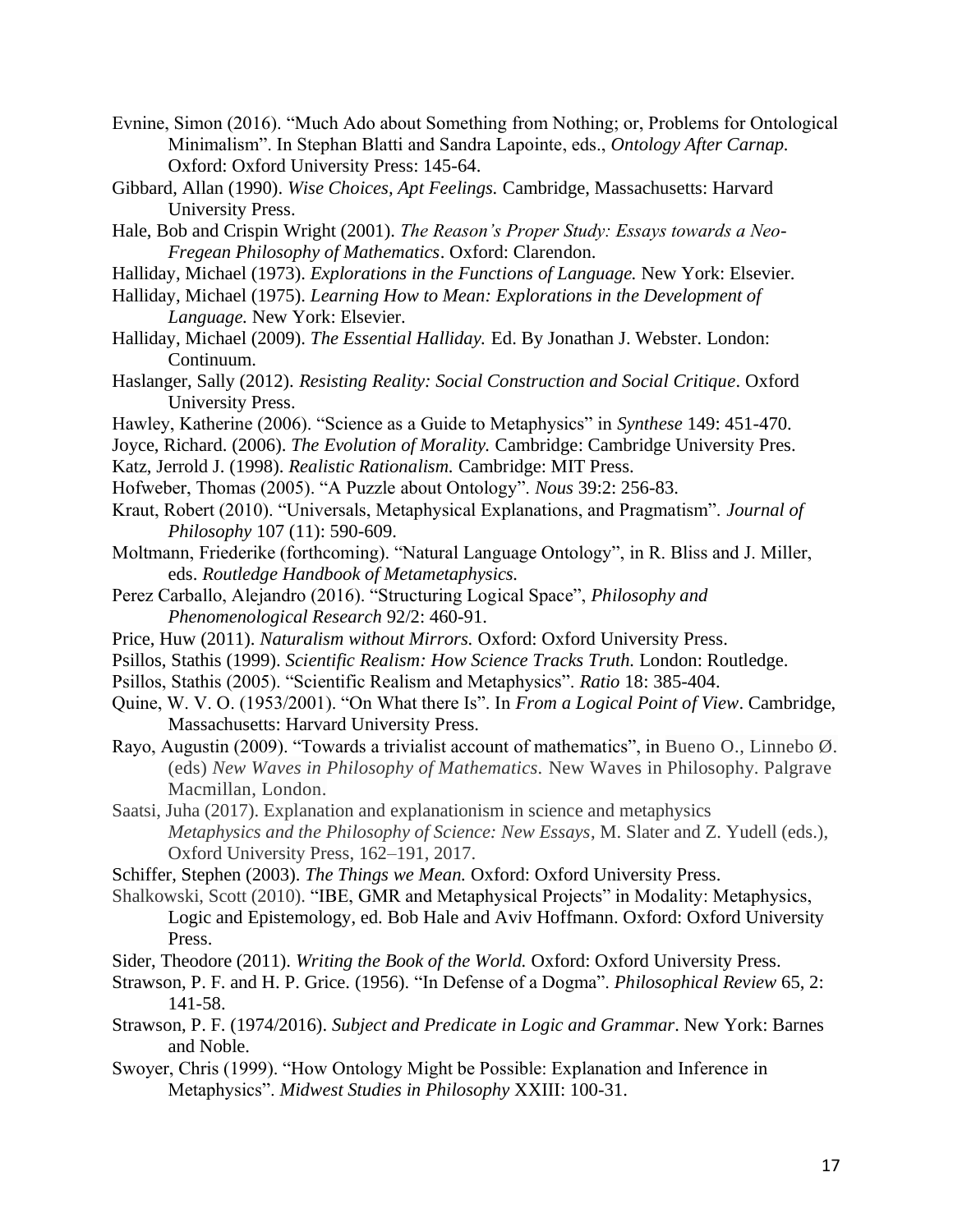Evnine, Simon (2016). "Much Ado about Something from Nothing; or, Problems for Ontological Minimalism". In Stephan Blatti and Sandra Lapointe, eds., *Ontology After Carnap.* Oxford: Oxford University Press: 145-64.

Gibbard, Allan (1990). *Wise Choices, Apt Feelings.* Cambridge, Massachusetts: Harvard University Press.

Hale, Bob and Crispin Wright (2001). *The Reason's Proper Study: Essays towards a Neo-Fregean Philosophy of Mathematics*. Oxford: Clarendon.

Halliday, Michael (1973). *Explorations in the Functions of Language.* New York: Elsevier.

Halliday, Michael (1975). *Learning How to Mean: Explorations in the Development of Language.* New York: Elsevier.

Halliday, Michael (2009). *The Essential Halliday.* Ed. By Jonathan J. Webster. London: Continuum.

Haslanger, Sally (2012). *Resisting Reality: Social Construction and Social Critique*. Oxford University Press.

Hawley, Katherine (2006). "Science as a Guide to Metaphysics" in *Synthese* 149: 451-470.

Joyce, Richard. (2006). *The Evolution of Morality.* Cambridge: Cambridge University Pres.

Katz, Jerrold J. (1998). *Realistic Rationalism.* Cambridge: MIT Press.

Hofweber, Thomas (2005). "A Puzzle about Ontology". *Nous* 39:2: 256-83.

Kraut, Robert (2010). "Universals, Metaphysical Explanations, and Pragmatism". *Journal of Philosophy* 107 (11): 590-609.

Moltmann, Friederike (forthcoming). "Natural Language Ontology", in R. Bliss and J. Miller, eds. *Routledge Handbook of Metametaphysics.*

Perez Carballo, Alejandro (2016). "Structuring Logical Space", *Philosophy and Phenomenological Research* 92/2: 460-91.

Price, Huw (2011). *Naturalism without Mirrors.* Oxford: Oxford University Press.

Psillos, Stathis (1999). *Scientific Realism: How Science Tracks Truth.* London: Routledge.

Psillos, Stathis (2005). "Scientific Realism and Metaphysics". *Ratio* 18: 385-404.

Quine, W. V. O. (1953/2001). "On What there Is". In *From a Logical Point of View*. Cambridge, Massachusetts: Harvard University Press.

Rayo, Augustin (2009). "Towards a trivialist account of mathematics", in Bueno O., Linnebo Ø. (eds) *New Waves in Philosophy of Mathematics.* New Waves in Philosophy. Palgrave Macmillan, London.

Saatsi, Juha (2017). Explanation and explanationism in science and metaphysics *Metaphysics and the Philosophy of Science: New Essays*, M. Slater and Z. Yudell (eds.), Oxford University Press, 162–191, 2017.

Schiffer, Stephen (2003). *The Things we Mean.* Oxford: Oxford University Press.

Shalkowski, Scott (2010). "IBE, GMR and Metaphysical Projects" in Modality: Metaphysics, Logic and Epistemology, ed. Bob Hale and Aviv Hoffmann. Oxford: Oxford University Press.

Sider, Theodore (2011). *Writing the Book of the World.* Oxford: Oxford University Press.

Strawson, P. F. and H. P. Grice. (1956). "In Defense of a Dogma". *Philosophical Review* 65, 2: 141-58.

Strawson, P. F. (1974/2016). *Subject and Predicate in Logic and Grammar*. New York: Barnes and Noble.

Swoyer, Chris (1999). "How Ontology Might be Possible: Explanation and Inference in Metaphysics". *Midwest Studies in Philosophy* XXIII: 100-31.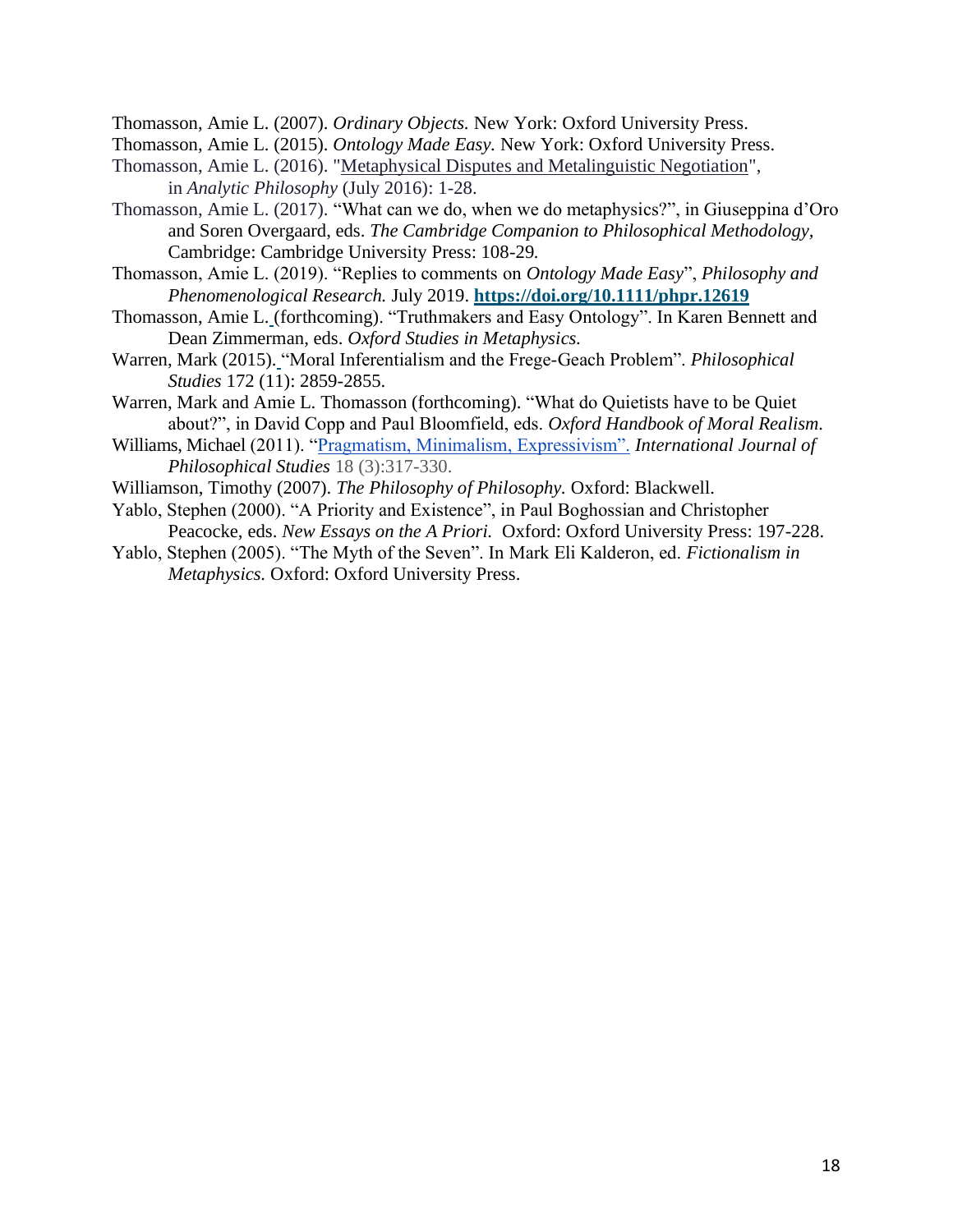Thomasson, Amie L. (2007). *Ordinary Objects.* New York: Oxford University Press.

Thomasson, Amie L. (2015). *Ontology Made Easy.* New York: Oxford University Press.

Thomasson, Amie L. (2016). "Metaphysical Disputes and Metalinguistic Negotiation", in *Analytic Philosophy* (July 2016): 1-28.

Thomasson, Amie L. (2017). "What can we do, when we do metaphysics?", in Giuseppina d'Oro and Soren Overgaard, eds. *The Cambridge Companion to Philosophical Methodology*, Cambridge: Cambridge University Press: 108-29.

Thomasson, Amie L. (2019). "Replies to comments on *Ontology Made Easy*", *Philosophy and Phenomenological Research.* July 2019. **https://doi.org/10.1111/phpr.12619**

Thomasson, Amie L. (forthcoming). "Truthmakers and Easy Ontology". In Karen Bennett and Dean Zimmerman, eds. *Oxford Studies in Metaphysics.*

Warren, Mark (2015). "Moral Inferentialism and the Frege-Geach Problem". *Philosophical Studies* 172 (11): 2859-2855.

Warren, Mark and Amie L. Thomasson (forthcoming). "What do Quietists have to be Quiet about?", in David Copp and Paul Bloomfield, eds. *Oxford Handbook of Moral Realism*.

Williams, Michael (2011). "Pragmatism, Minimalism, Expressivism". *International Journal of Philosophical Studies* 18 (3):317-330.

Williamson, Timothy (2007). *The Philosophy of Philosophy.* Oxford: Blackwell.

Yablo, Stephen (2000). "A Priority and Existence", in Paul Boghossian and Christopher Peacocke, eds. *New Essays on the A Priori.* Oxford: Oxford University Press: 197-228.

Yablo, Stephen (2005). "The Myth of the Seven". In Mark Eli Kalderon, ed. *Fictionalism in Metaphysics.* Oxford: Oxford University Press.